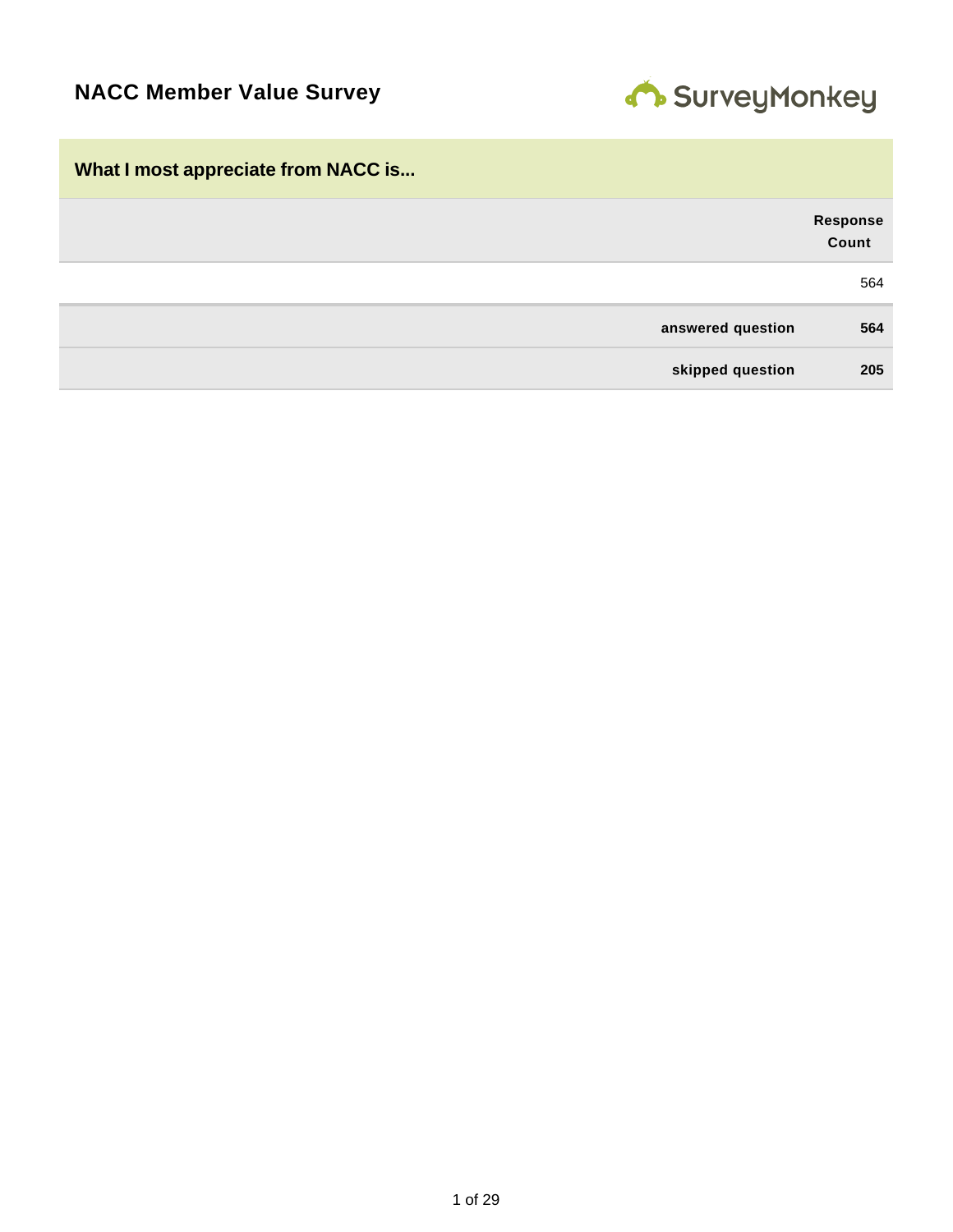# NACC Member Value Survey

## What I most appreciate from NACC is...

| | Response Count |
|---|---|
| | 564 |
| **answered question** | **564** |
| **skipped question** | **205** |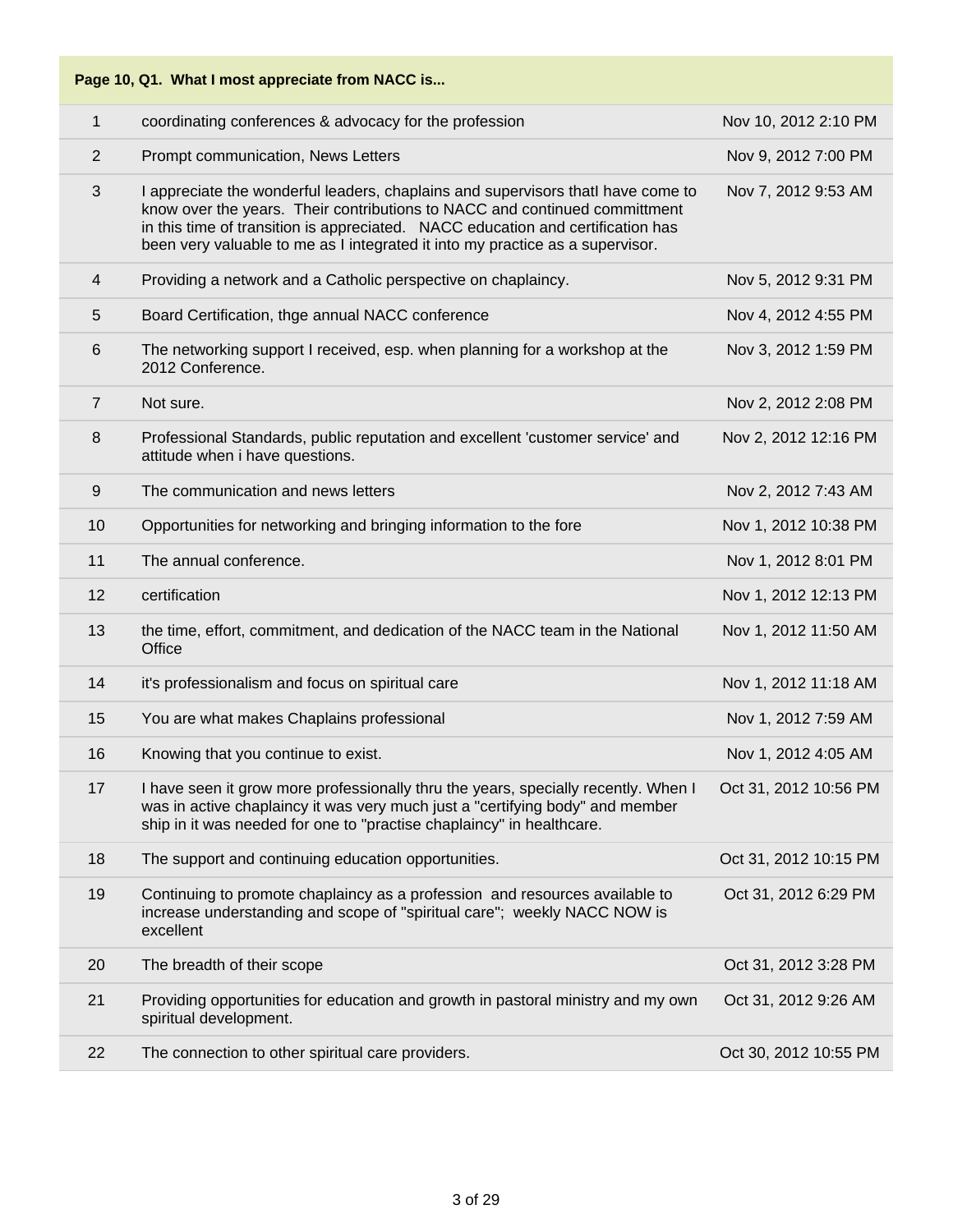| Page 10, Q1. What I most appreciate from NACC is... | | |
|---|---|---|
| 1 | coordinating conferences & advocacy for the profession | Nov 10, 2012 2:10 PM |
| 2 | Prompt communication, News Letters | Nov 9, 2012 7:00 PM |
| 3 | I appreciate the wonderful leaders, chaplains and supervisors thatI have come to know over the years. Their contributions to NACC and continued committment in this time of transition is appreciated. NACC education and certification has been very valuable to me as I integrated it into my practice as a supervisor. | Nov 7, 2012 9:53 AM |
| 4 | Providing a network and a Catholic perspective on chaplaincy. | Nov 5, 2012 9:31 PM |
| 5 | Board Certification, thge annual NACC conference | Nov 4, 2012 4:55 PM |
| 6 | The networking support I received, esp. when planning for a workshop at the 2012 Conference. | Nov 3, 2012 1:59 PM |
| 7 | Not sure. | Nov 2, 2012 2:08 PM |
| 8 | Professional Standards, public reputation and excellent 'customer service' and attitude when i have questions. | Nov 2, 2012 12:16 PM |
| 9 | The communication and news letters | Nov 2, 2012 7:43 AM |
| 10 | Opportunities for networking and bringing information to the fore | Nov 1, 2012 10:38 PM |
| 11 | The annual conference. | Nov 1, 2012 8:01 PM |
| 12 | certification | Nov 1, 2012 12:13 PM |
| 13 | the time, effort, commitment, and dedication of the NACC team in the National Office | Nov 1, 2012 11:50 AM |
| 14 | it's professionalism and focus on spiritual care | Nov 1, 2012 11:18 AM |
| 15 | You are what makes Chaplains professional | Nov 1, 2012 7:59 AM |
| 16 | Knowing that you continue to exist. | Nov 1, 2012 4:05 AM |
| 17 | I have seen it grow more professionally thru the years, specially recently. When I was in active chaplaincy it was very much just a "certifying body" and member ship in it was needed for one to "practise chaplaincy" in healthcare. | Oct 31, 2012 10:56 PM |
| 18 | The support and continuing education opportunities. | Oct 31, 2012 10:15 PM |
| 19 | Continuing to promote chaplaincy as a profession and resources available to increase understanding and scope of "spiritual care"; weekly NACC NOW is excellent | Oct 31, 2012 6:29 PM |
| 20 | The breadth of their scope | Oct 31, 2012 3:28 PM |
| 21 | Providing opportunities for education and growth in pastoral ministry and my own spiritual development. | Oct 31, 2012 9:26 AM |
| 22 | The connection to other spiritual care providers. | Oct 30, 2012 10:55 PM |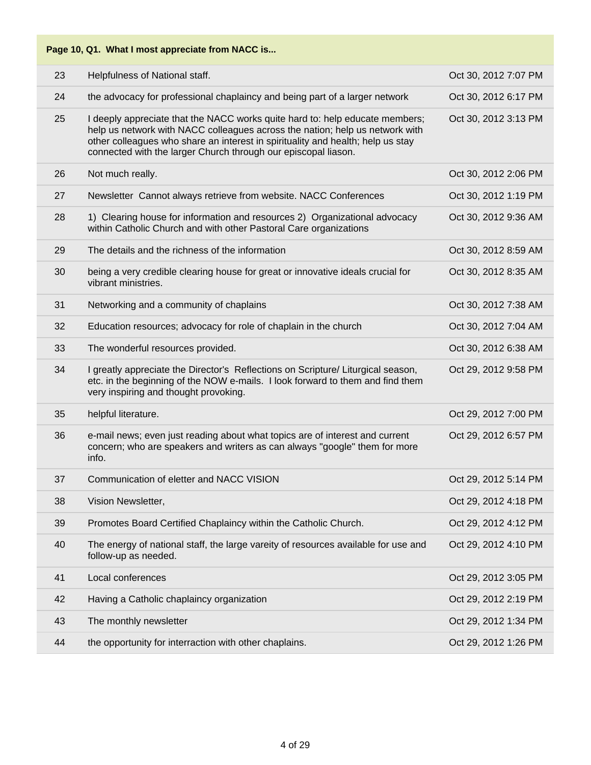| Page 10, Q1. What I most appreciate from NACC is... | | |
|---|---|---|
| 23 | Helpfulness of National staff. | Oct 30, 2012 7:07 PM |
| 24 | the advocacy for professional chaplaincy and being part of a larger network | Oct 30, 2012 6:17 PM |
| 25 | I deeply appreciate that the NACC works quite hard to: help educate members; help us network with NACC colleagues across the nation; help us network with other colleagues who share an interest in spirituality and health; help us stay connected with the larger Church through our episcopal liason. | Oct 30, 2012 3:13 PM |
| 26 | Not much really. | Oct 30, 2012 2:06 PM |
| 27 | Newsletter Cannot always retrieve from website. NACC Conferences | Oct 30, 2012 1:19 PM |
| 28 | 1) Clearing house for information and resources 2) Organizational advocacy within Catholic Church and with other Pastoral Care organizations | Oct 30, 2012 9:36 AM |
| 29 | The details and the richness of the information | Oct 30, 2012 8:59 AM |
| 30 | being a very credible clearing house for great or innovative ideals crucial for vibrant ministries. | Oct 30, 2012 8:35 AM |
| 31 | Networking and a community of chaplains | Oct 30, 2012 7:38 AM |
| 32 | Education resources; advocacy for role of chaplain in the church | Oct 30, 2012 7:04 AM |
| 33 | The wonderful resources provided. | Oct 30, 2012 6:38 AM |
| 34 | I greatly appreciate the Director's Reflections on Scripture/ Liturgical season, etc. in the beginning of the NOW e-mails. I look forward to them and find them very inspiring and thought provoking. | Oct 29, 2012 9:58 PM |
| 35 | helpful literature. | Oct 29, 2012 7:00 PM |
| 36 | e-mail news; even just reading about what topics are of interest and current concern; who are speakers and writers as can always "google" them for more info. | Oct 29, 2012 6:57 PM |
| 37 | Communication of eletter and NACC VISION | Oct 29, 2012 5:14 PM |
| 38 | Vision Newsletter, | Oct 29, 2012 4:18 PM |
| 39 | Promotes Board Certified Chaplaincy within the Catholic Church. | Oct 29, 2012 4:12 PM |
| 40 | The energy of national staff, the large vareity of resources available for use and follow-up as needed. | Oct 29, 2012 4:10 PM |
| 41 | Local conferences | Oct 29, 2012 3:05 PM |
| 42 | Having a Catholic chaplaincy organization | Oct 29, 2012 2:19 PM |
| 43 | The monthly newsletter | Oct 29, 2012 1:34 PM |
| 44 | the opportunity for interraction with other chaplains. | Oct 29, 2012 1:26 PM |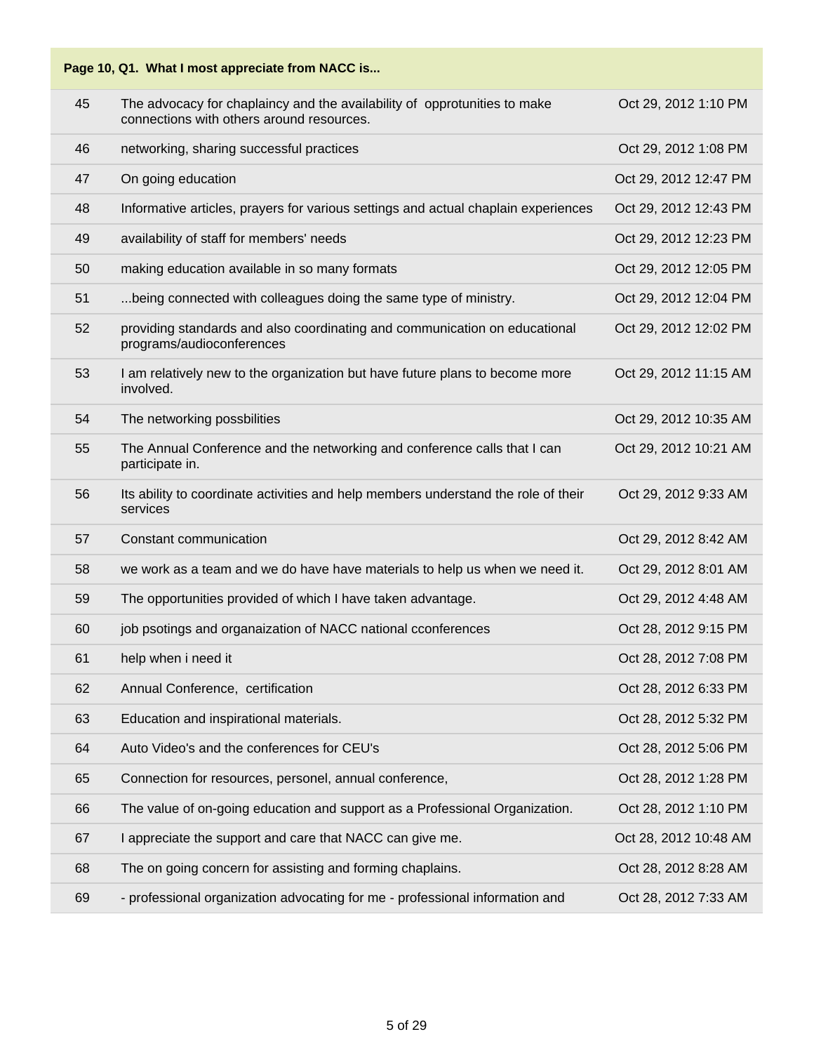| Page 10, Q1. What I most appreciate from NACC is... | | |
|---|---|---|
| 45 | The advocacy for chaplaincy and the availability of opprotunities to make connections with others around resources. | Oct 29, 2012 1:10 PM |
| 46 | networking, sharing successful practices | Oct 29, 2012 1:08 PM |
| 47 | On going education | Oct 29, 2012 12:47 PM |
| 48 | Informative articles, prayers for various settings and actual chaplain experiences | Oct 29, 2012 12:43 PM |
| 49 | availability of staff for members' needs | Oct 29, 2012 12:23 PM |
| 50 | making education available in so many formats | Oct 29, 2012 12:05 PM |
| 51 | ...being connected with colleagues doing the same type of ministry. | Oct 29, 2012 12:04 PM |
| 52 | providing standards and also coordinating and communication on educational programs/audioconferences | Oct 29, 2012 12:02 PM |
| 53 | I am relatively new to the organization but have future plans to become more involved. | Oct 29, 2012 11:15 AM |
| 54 | The networking possbilities | Oct 29, 2012 10:35 AM |
| 55 | The Annual Conference and the networking and conference calls that I can participate in. | Oct 29, 2012 10:21 AM |
| 56 | Its ability to coordinate activities and help members understand the role of their services | Oct 29, 2012 9:33 AM |
| 57 | Constant communication | Oct 29, 2012 8:42 AM |
| 58 | we work as a team and we do have have materials to help us when we need it. | Oct 29, 2012 8:01 AM |
| 59 | The opportunities provided of which I have taken advantage. | Oct 29, 2012 4:48 AM |
| 60 | job psotings and organaization of NACC national cconferences | Oct 28, 2012 9:15 PM |
| 61 | help when i need it | Oct 28, 2012 7:08 PM |
| 62 | Annual Conference, certification | Oct 28, 2012 6:33 PM |
| 63 | Education and inspirational materials. | Oct 28, 2012 5:32 PM |
| 64 | Auto Video's and the conferences for CEU's | Oct 28, 2012 5:06 PM |
| 65 | Connection for resources, personel, annual conference, | Oct 28, 2012 1:28 PM |
| 66 | The value of on-going education and support as a Professional Organization. | Oct 28, 2012 1:10 PM |
| 67 | I appreciate the support and care that NACC can give me. | Oct 28, 2012 10:48 AM |
| 68 | The on going concern for assisting and forming chaplains. | Oct 28, 2012 8:28 AM |
| 69 | - professional organization advocating for me - professional information and | Oct 28, 2012 7:33 AM |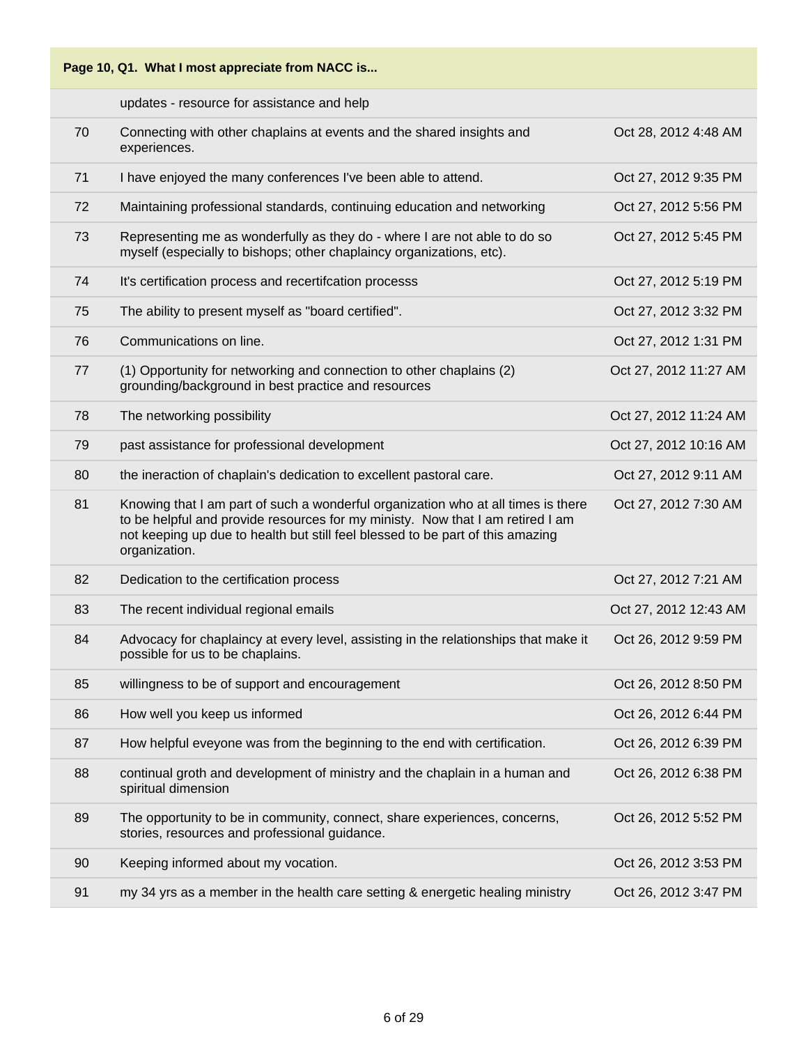**Page 10, Q1. What I most appreciate from NACC is...**

| | | |
|---|---|---|
| | updates - resource for assistance and help | |
| 70 | Connecting with other chaplains at events and the shared insights and experiences. | Oct 28, 2012 4:48 AM |
| 71 | I have enjoyed the many conferences I've been able to attend. | Oct 27, 2012 9:35 PM |
| 72 | Maintaining professional standards, continuing education and networking | Oct 27, 2012 5:56 PM |
| 73 | Representing me as wonderfully as they do - where I are not able to do so myself (especially to bishops; other chaplaincy organizations, etc). | Oct 27, 2012 5:45 PM |
| 74 | It's certification process and recertifcation processs | Oct 27, 2012 5:19 PM |
| 75 | The ability to present myself as "board certified". | Oct 27, 2012 3:32 PM |
| 76 | Communications on line. | Oct 27, 2012 1:31 PM |
| 77 | (1) Opportunity for networking and connection to other chaplains (2) grounding/background in best practice and resources | Oct 27, 2012 11:27 AM |
| 78 | The networking possibility | Oct 27, 2012 11:24 AM |
| 79 | past assistance for professional development | Oct 27, 2012 10:16 AM |
| 80 | the ineraction of chaplain's dedication to excellent pastoral care. | Oct 27, 2012 9:11 AM |
| 81 | Knowing that I am part of such a wonderful organization who at all times is there to be helpful and provide resources for my minist y. Now that I am retired I am not keeping up due to health but still feel blessed to be part of this amazing organization. | Oct 27, 2012 7:30 AM |
| 82 | Dedication to the certification process | Oct 27, 2012 7:21 AM |
| 83 | The recent individual regional emails | Oct 27, 2012 12:43 AM |
| 84 | Advocacy for chaplaincy at every level, assisting in the relationships that make it possible for us to be chaplains. | Oct 26, 2012 9:59 PM |
| 85 | willingness to be of support and encouragement | Oct 26, 2012 8:50 PM |
| 86 | How well you keep us informed | Oct 26, 2012 6:44 PM |
| 87 | How helpful eveyone was from the beginning to the end with certification. | Oct 26, 2012 6:39 PM |
| 88 | continual groth and development of ministry and the chaplain in a human and spiritual dimension | Oct 26, 2012 6:38 PM |
| 89 | The opportunity to be in community, connect, share experiences, concerns, stories, resources and professional guidance. | Oct 26, 2012 5:52 PM |
| 90 | Keeping informed about my vocation. | Oct 26, 2012 3:53 PM |
| 91 | my 34 yrs as a member in the health care setting & energetic healing ministry | Oct 26, 2012 3:47 PM |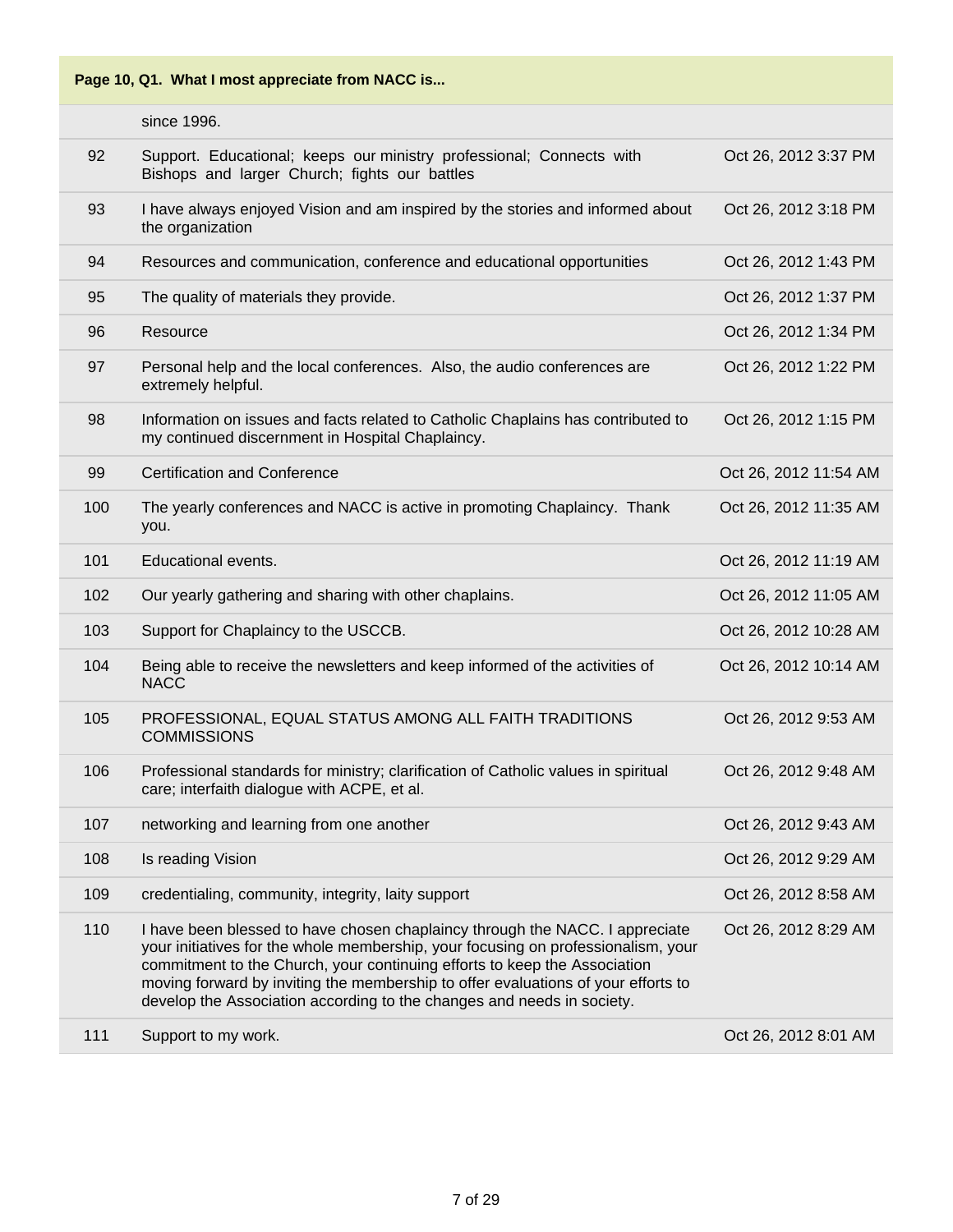**Page 10, Q1. What I most appreciate from NACC is...**

| | | |
|---|---|---|
| | since 1996. | |
| 92 | Support. Educational; keeps our ministry professional; Connects with Bishops and larger Church; fights our battles | Oct 26, 2012 3:37 PM |
| 93 | I have always enjoyed Vision and am inspired by the stories and informed about the organization | Oct 26, 2012 3:18 PM |
| 94 | Resources and communication, conference and educational opportunities | Oct 26, 2012 1:43 PM |
| 95 | The quality of materials they provide. | Oct 26, 2012 1:37 PM |
| 96 | Resource | Oct 26, 2012 1:34 PM |
| 97 | Personal help and the local conferences. Also, the audio conferences are extremely helpful. | Oct 26, 2012 1:22 PM |
| 98 | Information on issues and facts related to Catholic Chaplains has contributed to my continued discernment in Hospital Chaplaincy. | Oct 26, 2012 1:15 PM |
| 99 | Certification and Conference | Oct 26, 2012 11:54 AM |
| 100 | The yearly conferences and NACC is active in promoting Chaplaincy. Thank you. | Oct 26, 2012 11:35 AM |
| 101 | Educational events. | Oct 26, 2012 11:19 AM |
| 102 | Our yearly gathering and sharing with other chaplains. | Oct 26, 2012 11:05 AM |
| 103 | Support for Chaplaincy to the USCCB. | Oct 26, 2012 10:28 AM |
| 104 | Being able to receive the newsletters and keep informed of the activities of NACC | Oct 26, 2012 10:14 AM |
| 105 | PROFESSIONAL, EQUAL STATUS AMONG ALL FAITH TRADITIONS COMMISSIONS | Oct 26, 2012 9:53 AM |
| 106 | Professional standards for ministry; clarification of Catholic values in spiritual care; interfaith dialogue with ACPE, et al. | Oct 26, 2012 9:48 AM |
| 107 | networking and learning from one another | Oct 26, 2012 9:43 AM |
| 108 | Is reading Vision | Oct 26, 2012 9:29 AM |
| 109 | credentialing, community, integrity, laity support | Oct 26, 2012 8:58 AM |
| 110 | I have been blessed to have chosen chaplaincy through the NACC. I appreciate your initiatives for the whole membership, your focusing on professionalism, your commitment to the Church, your continuing efforts to keep the Association moving forward by inviting the membership to offer evaluations of your efforts to develop the Association according to the changes and needs in society. | Oct 26, 2012 8:29 AM |
| 111 | Support to my work. | Oct 26, 2012 8:01 AM |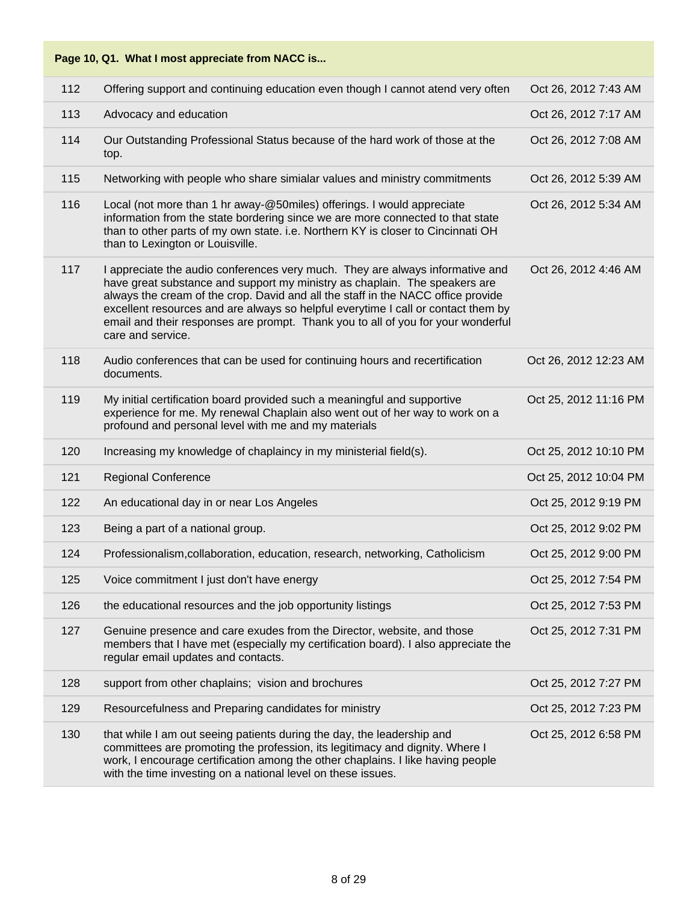| Page 10, Q1. What I most appreciate from NACC is... | | |
|---|---|---|
| 112 | Offering support and continuing education even though I cannot atend very often | Oct 26, 2012 7:43 AM |
| 113 | Advocacy and education | Oct 26, 2012 7:17 AM |
| 114 | Our Outstanding Professional Status because of the hard work of those at the top. | Oct 26, 2012 7:08 AM |
| 115 | Networking with people who share simialar values and ministry commitments | Oct 26, 2012 5:39 AM |
| 116 | Local (not more than 1 hr away-@50miles) offerings. I would appreciate information from the state bordering since we are more connected to that state than to other parts of my own state. i.e. Northern KY is closer to Cincinnati OH than to Lexington or Louisville. | Oct 26, 2012 5:34 AM |
| 117 | I appreciate the audio conferences very much. They are always informative and have great substance and support my ministry as chaplain. The speakers are always the cream of the crop. David and all the staff in the NACC office provide excellent resources and are always so helpful everytime I call or contact them by email and their responses are prompt. Thank you to all of you for your wonderful care and service. | Oct 26, 2012 4:46 AM |
| 118 | Audio conferences that can be used for continuing hours and recertification documents. | Oct 26, 2012 12:23 AM |
| 119 | My initial certification board provided such a meaningful and supportive experience for me. My renewal Chaplain also went out of her way to work on a profound and personal level with me and my materials | Oct 25, 2012 11:16 PM |
| 120 | Increasing my knowledge of chaplaincy in my ministerial field(s). | Oct 25, 2012 10:10 PM |
| 121 | Regional Conference | Oct 25, 2012 10:04 PM |
| 122 | An educational day in or near Los Angeles | Oct 25, 2012 9:19 PM |
| 123 | Being a part of a national group. | Oct 25, 2012 9:02 PM |
| 124 | Professionalism,collaboration, education, research, networking, Catholicism | Oct 25, 2012 9:00 PM |
| 125 | Voice commitment I just don't have energy | Oct 25, 2012 7:54 PM |
| 126 | the educational resources and the job opportunity listings | Oct 25, 2012 7:53 PM |
| 127 | Genuine presence and care exudes from the Director, website, and those members that I have met (especially my certification board). I also appreciate the regular email updates and contacts. | Oct 25, 2012 7:31 PM |
| 128 | support from other chaplains; vision and brochures | Oct 25, 2012 7:27 PM |
| 129 | Resourcefulness and Preparing candidates for ministry | Oct 25, 2012 7:23 PM |
| 130 | that while I am out seeing patients during the day, the leadership and committees are promoting the profession, its legitimacy and dignity. Where I work, I encourage certification among the other chaplains. I like having people with the time investing on a national level on these issues. | Oct 25, 2012 6:58 PM |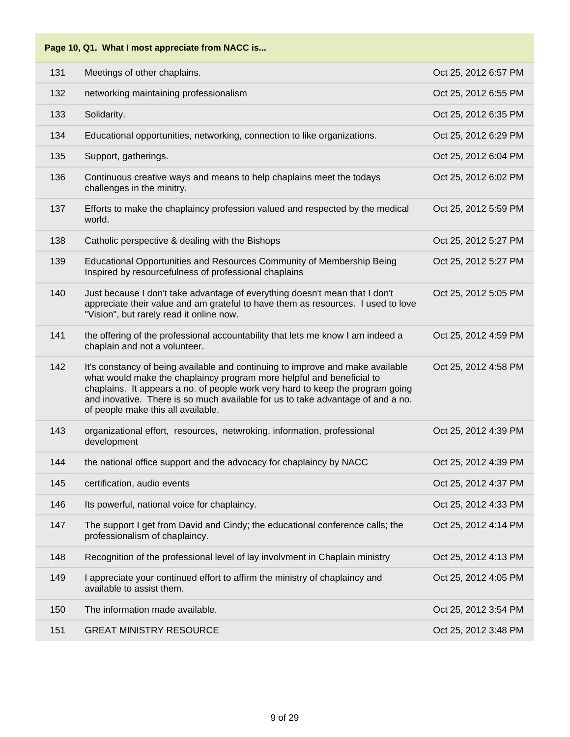| Page 10, Q1. What I most appreciate from NACC is... | | |
|---|---|---|
| 131 | Meetings of other chaplains. | Oct 25, 2012 6:57 PM |
| 132 | networking maintaining professionalism | Oct 25, 2012 6:55 PM |
| 133 | Solidarity. | Oct 25, 2012 6:35 PM |
| 134 | Educational opportunities, networking, connection to like organizations. | Oct 25, 2012 6:29 PM |
| 135 | Support, gatherings. | Oct 25, 2012 6:04 PM |
| 136 | Continuous creative ways and means to help chaplains meet the todays challenges in the minitry. | Oct 25, 2012 6:02 PM |
| 137 | Efforts to make the chaplaincy profession valued and respected by the medical world. | Oct 25, 2012 5:59 PM |
| 138 | Catholic perspective & dealing with the Bishops | Oct 25, 2012 5:27 PM |
| 139 | Educational Opportunities and Resources Community of Membership Being Inspired by resourcefulness of professional chaplains | Oct 25, 2012 5:27 PM |
| 140 | Just because I don't take advantage of everything doesn't mean that I don't appreciate their value and am grateful to have them as resources. I used to love "Vision", but rarely read it online now. | Oct 25, 2012 5:05 PM |
| 141 | the offering of the professional accountability that lets me know I am indeed a chaplain and not a volunteer. | Oct 25, 2012 4:59 PM |
| 142 | It's constancy of being available and continuing to improve and make available what would make the chaplaincy program more helpful and beneficial to chaplains. It appears a no. of people work very hard to keep the program going and inovative. There is so much available for us to take advantage of and a no. of people make this all available. | Oct 25, 2012 4:58 PM |
| 143 | organizational effort, resources, netwroking, information, professional development | Oct 25, 2012 4:39 PM |
| 144 | the national office support and the advocacy for chaplaincy by NACC | Oct 25, 2012 4:39 PM |
| 145 | certification, audio events | Oct 25, 2012 4:37 PM |
| 146 | Its powerful, national voice for chaplaincy. | Oct 25, 2012 4:33 PM |
| 147 | The support I get from David and Cindy; the educational conference calls; the professionalism of chaplaincy. | Oct 25, 2012 4:14 PM |
| 148 | Recognition of the professional level of lay involvment in Chaplain ministry | Oct 25, 2012 4:13 PM |
| 149 | I appreciate your continued effort to affirm the ministry of chaplaincy and available to assist them. | Oct 25, 2012 4:05 PM |
| 150 | The information made available. | Oct 25, 2012 3:54 PM |
| 151 | GREAT MINISTRY RESOURCE | Oct 25, 2012 3:48 PM |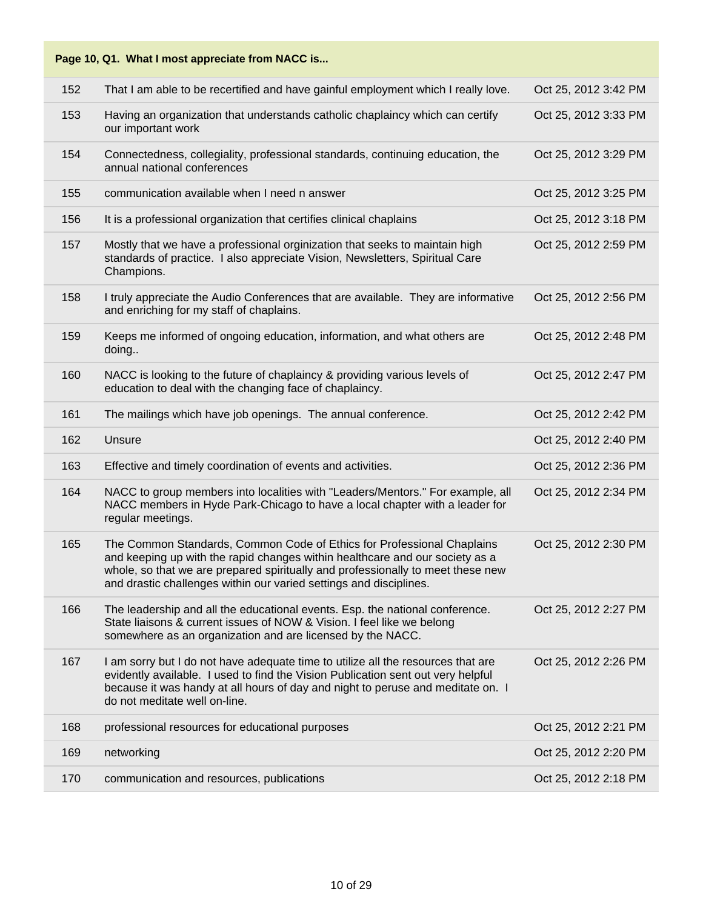**Page 10, Q1. What I most appreciate from NACC is...**

| | | |
|---|---|---|
| 152 | That I am able to be recertified and have gainful employment which I really love. | Oct 25, 2012 3:42 PM |
| 153 | Having an organization that understands catholic chaplaincy which can certify our important work | Oct 25, 2012 3:33 PM |
| 154 | Connectedness, collegiality, professional standards, continuing education, the annual national conferences | Oct 25, 2012 3:29 PM |
| 155 | communication available when I need n answer | Oct 25, 2012 3:25 PM |
| 156 | It is a professional organization that certifies clinical chaplains | Oct 25, 2012 3:18 PM |
| 157 | Mostly that we have a professional orginization that seeks to maintain high standards of practice. I also appreciate Vision, Newsletters, Spiritual Care Champions. | Oct 25, 2012 2:59 PM |
| 158 | I truly appreciate the Audio Conferences that are available. They are informative and enriching for my staff of chaplains. | Oct 25, 2012 2:56 PM |
| 159 | Keeps me informed of ongoing education, information, and what others are doing.. | Oct 25, 2012 2:48 PM |
| 160 | NACC is looking to the future of chaplaincy & providing various levels of education to deal with the changing face of chaplaincy. | Oct 25, 2012 2:47 PM |
| 161 | The mailings which have job openings. The annual conference. | Oct 25, 2012 2:42 PM |
| 162 | Unsure | Oct 25, 2012 2:40 PM |
| 163 | Effective and timely coordination of events and activities. | Oct 25, 2012 2:36 PM |
| 164 | NACC to group members into localities with "Leaders/Mentors." For example, all NACC members in Hyde Park-Chicago to have a local chapter with a leader for regular meetings. | Oct 25, 2012 2:34 PM |
| 165 | The Common Standards, Common Code of Ethics for Professional Chaplains and keeping up with the rapid changes within healthcare and our society as a whole, so that we are prepared spiritually and professionally to meet these new and drastic challenges within our varied settings and disciplines. | Oct 25, 2012 2:30 PM |
| 166 | The leadership and all the educational events. Esp. the national conference. State liaisons & current issues of NOW & Vision. I feel like we belong somewhere as an organization and are licensed by the NACC. | Oct 25, 2012 2:27 PM |
| 167 | I am sorry but I do not have adequate time to utilize all the resources that are evidently available. I used to find the Vision Publication sent out very helpful because it was handy at all hours of day and night to peruse and meditate on. I do not meditate well on-line. | Oct 25, 2012 2:26 PM |
| 168 | professional resources for educational purposes | Oct 25, 2012 2:21 PM |
| 169 | networking | Oct 25, 2012 2:20 PM |
| 170 | communication and resources, publications | Oct 25, 2012 2:18 PM |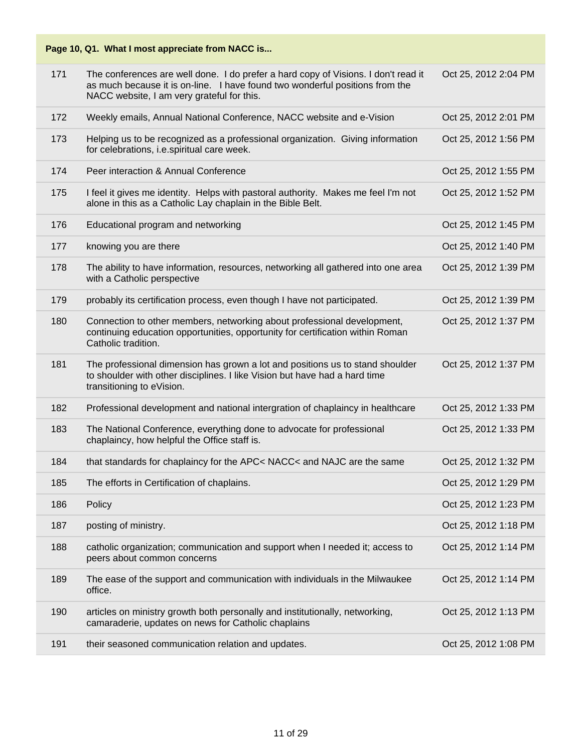| Page 10, Q1. What I most appreciate from NACC is... | | |
|---|---|---|
| 171 | The conferences are well done. I do prefer a hard copy of Visions. I don't read it as much because it is on-line. I have found two wonderful positions from the NACC website, I am very grateful for this. | Oct 25, 2012 2:04 PM |
| 172 | Weekly emails, Annual National Conference, NACC website and e-Vision | Oct 25, 2012 2:01 PM |
| 173 | Helping us to be recognized as a professional organization. Giving information for celebrations, i.e.spiritual care week. | Oct 25, 2012 1:56 PM |
| 174 | Peer interaction & Annual Conference | Oct 25, 2012 1:55 PM |
| 175 | I feel it gives me identity. Helps with pastoral authority. Makes me feel I'm not alone in this as a Catholic Lay chaplain in the Bible Belt. | Oct 25, 2012 1:52 PM |
| 176 | Educational program and networking | Oct 25, 2012 1:45 PM |
| 177 | knowing you are there | Oct 25, 2012 1:40 PM |
| 178 | The ability to have information, resources, networking all gathered into one area with a Catholic perspective | Oct 25, 2012 1:39 PM |
| 179 | probably its certification process, even though I have not participated. | Oct 25, 2012 1:39 PM |
| 180 | Connection to other members, networking about professional development, continuing education opportunities, opportunity for certification within Roman Catholic tradition. | Oct 25, 2012 1:37 PM |
| 181 | The professional dimension has grown a lot and positions us to stand shoulder to shoulder with other disciplines. I like Vision but have had a hard time transitioning to eVision. | Oct 25, 2012 1:37 PM |
| 182 | Professional development and national intergration of chaplaincy in healthcare | Oct 25, 2012 1:33 PM |
| 183 | The National Conference, everything done to advocate for professional chaplaincy, how helpful the Office staff is. | Oct 25, 2012 1:33 PM |
| 184 | that standards for chaplaincy for the APC< NACC< and NAJC are the same | Oct 25, 2012 1:32 PM |
| 185 | The efforts in Certification of chaplains. | Oct 25, 2012 1:29 PM |
| 186 | Policy | Oct 25, 2012 1:23 PM |
| 187 | posting of ministry. | Oct 25, 2012 1:18 PM |
| 188 | catholic organization; communication and support when I needed it; access to peers about common concerns | Oct 25, 2012 1:14 PM |
| 189 | The ease of the support and communication with individuals in the Milwaukee office. | Oct 25, 2012 1:14 PM |
| 190 | articles on ministry growth both personally and institutionally, networking, camaraderie, updates on news for Catholic chaplains | Oct 25, 2012 1:13 PM |
| 191 | their seasoned communication relation and updates. | Oct 25, 2012 1:08 PM |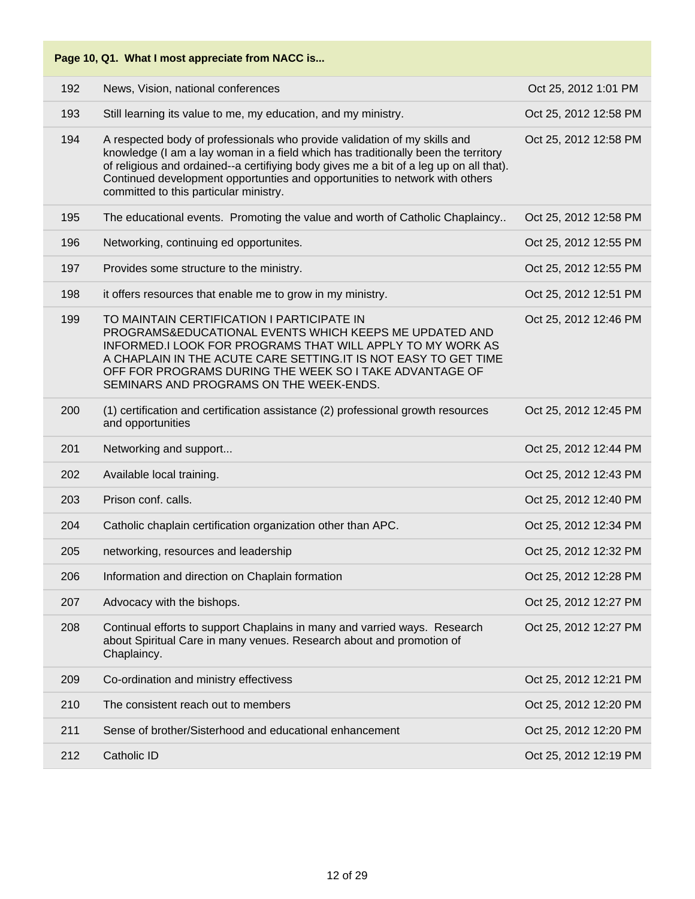| Page 10, Q1. What I most appreciate from NACC is... | | |
|---|---|---|
| 192 | News, Vision, national conferences | Oct 25, 2012 1:01 PM |
| 193 | Still learning its value to me, my education, and my ministry. | Oct 25, 2012 12:58 PM |
| 194 | A respected body of professionals who provide validation of my skills and knowledge (I am a lay woman in a field which has traditionally been the territory of religious and ordained--a certifiying body gives me a bit of a leg up on all that). Continued development opportunties and opportunities to network with others committed to this particular ministry. | Oct 25, 2012 12:58 PM |
| 195 | The educational events. Promoting the value and worth of Catholic Chaplaincy.. | Oct 25, 2012 12:58 PM |
| 196 | Networking, continuing ed opportunites. | Oct 25, 2012 12:55 PM |
| 197 | Provides some structure to the ministry. | Oct 25, 2012 12:55 PM |
| 198 | it offers resources that enable me to grow in my ministry. | Oct 25, 2012 12:51 PM |
| 199 | TO MAINTAIN CERTIFICATION I PARTICIPATE IN PROGRAMS&EDUCATIONAL EVENTS WHICH KEEPS ME UPDATED AND INFORMED.I LOOK FOR PROGRAMS THAT WILL APPLY TO MY WORK AS A CHAPLAIN IN THE ACUTE CARE SETTING.IT IS NOT EASY TO GET TIME OFF FOR PROGRAMS DURING THE WEEK SO I TAKE ADVANTAGE OF SEMINARS AND PROGRAMS ON THE WEEK-ENDS. | Oct 25, 2012 12:46 PM |
| 200 | (1) certification and certification assistance (2) professional growth resources and opportunities | Oct 25, 2012 12:45 PM |
| 201 | Networking and support... | Oct 25, 2012 12:44 PM |
| 202 | Available local training. | Oct 25, 2012 12:43 PM |
| 203 | Prison conf. calls. | Oct 25, 2012 12:40 PM |
| 204 | Catholic chaplain certification organization other than APC. | Oct 25, 2012 12:34 PM |
| 205 | networking, resources and leadership | Oct 25, 2012 12:32 PM |
| 206 | Information and direction on Chaplain formation | Oct 25, 2012 12:28 PM |
| 207 | Advocacy with the bishops. | Oct 25, 2012 12:27 PM |
| 208 | Continual efforts to support Chaplains in many and varried ways. Research about Spiritual Care in many venues. Research about and promotion of Chaplaincy. | Oct 25, 2012 12:27 PM |
| 209 | Co-ordination and ministry effectivess | Oct 25, 2012 12:21 PM |
| 210 | The consistent reach out to members | Oct 25, 2012 12:20 PM |
| 211 | Sense of brother/Sisterhood and educational enhancement | Oct 25, 2012 12:20 PM |
| 212 | Catholic ID | Oct 25, 2012 12:19 PM |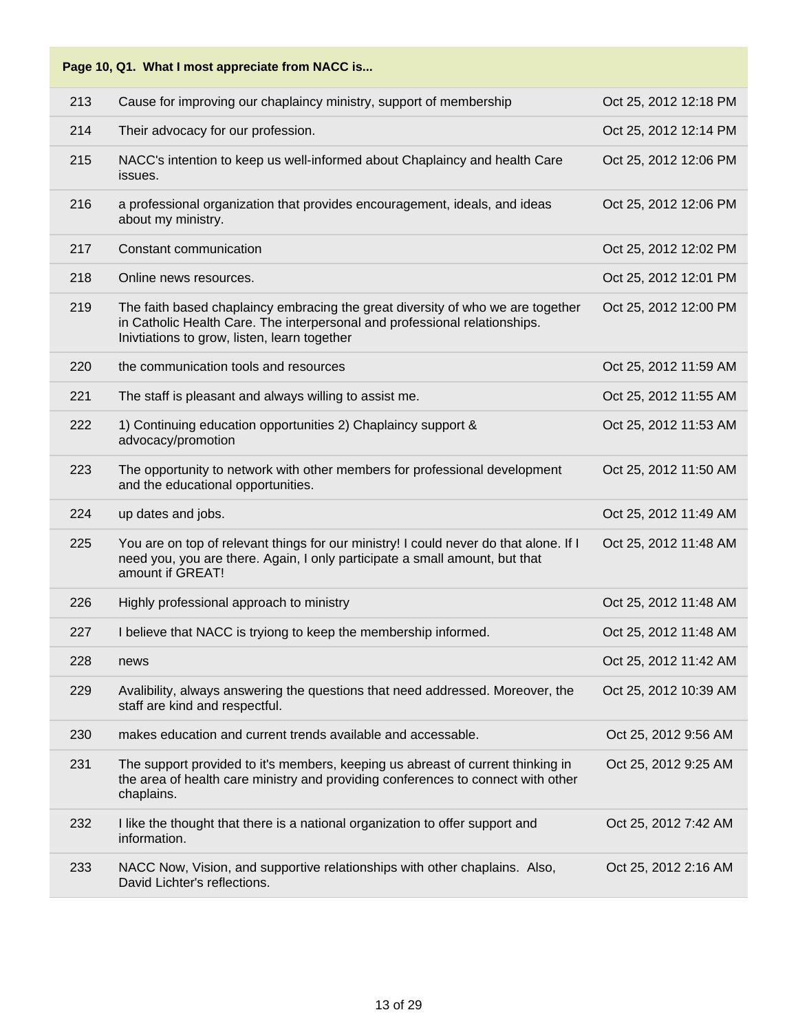| Page 10, Q1. What I most appreciate from NACC is... | | |
|---|---|---|
| 213 | Cause for improving our chaplaincy ministry, support of membership | Oct 25, 2012 12:18 PM |
| 214 | Their advocacy for our profession. | Oct 25, 2012 12:14 PM |
| 215 | NACC's intention to keep us well-informed about Chaplaincy and health Care issues. | Oct 25, 2012 12:06 PM |
| 216 | a professional organization that provides encouragement, ideals, and ideas about my ministry. | Oct 25, 2012 12:06 PM |
| 217 | Constant communication | Oct 25, 2012 12:02 PM |
| 218 | Online news resources. | Oct 25, 2012 12:01 PM |
| 219 | The faith based chaplaincy embracing the great diversity of who we are together in Catholic Health Care. The interpersonal and professional relationships. Inivtiations to grow, listen, learn together | Oct 25, 2012 12:00 PM |
| 220 | the communication tools and resources | Oct 25, 2012 11:59 AM |
| 221 | The staff is pleasant and always willing to assist me. | Oct 25, 2012 11:55 AM |
| 222 | 1) Continuing education opportunities 2) Chaplaincy support & advocacy/promotion | Oct 25, 2012 11:53 AM |
| 223 | The opportunity to network with other members for professional development and the educational opportunities. | Oct 25, 2012 11:50 AM |
| 224 | up dates and jobs. | Oct 25, 2012 11:49 AM |
| 225 | You are on top of relevant things for our ministry! I could never do that alone. If I need you, you are there. Again, I only participate a small amount, but that amount if GREAT! | Oct 25, 2012 11:48 AM |
| 226 | Highly professional approach to ministry | Oct 25, 2012 11:48 AM |
| 227 | I believe that NACC is tryiong to keep the membership informed. | Oct 25, 2012 11:48 AM |
| 228 | news | Oct 25, 2012 11:42 AM |
| 229 | Avalibility, always answering the questions that need addressed. Moreover, the staff are kind and respectful. | Oct 25, 2012 10:39 AM |
| 230 | makes education and current trends available and accessable. | Oct 25, 2012 9:56 AM |
| 231 | The support provided to it's members, keeping us abreast of current thinking in the area of health care ministry and providing conferences to connect with other chaplains. | Oct 25, 2012 9:25 AM |
| 232 | I like the thought that there is a national organization to offer support and information. | Oct 25, 2012 7:42 AM |
| 233 | NACC Now, Vision, and supportive relationships with other chaplains. Also, David Lichter's reflections. | Oct 25, 2012 2:16 AM |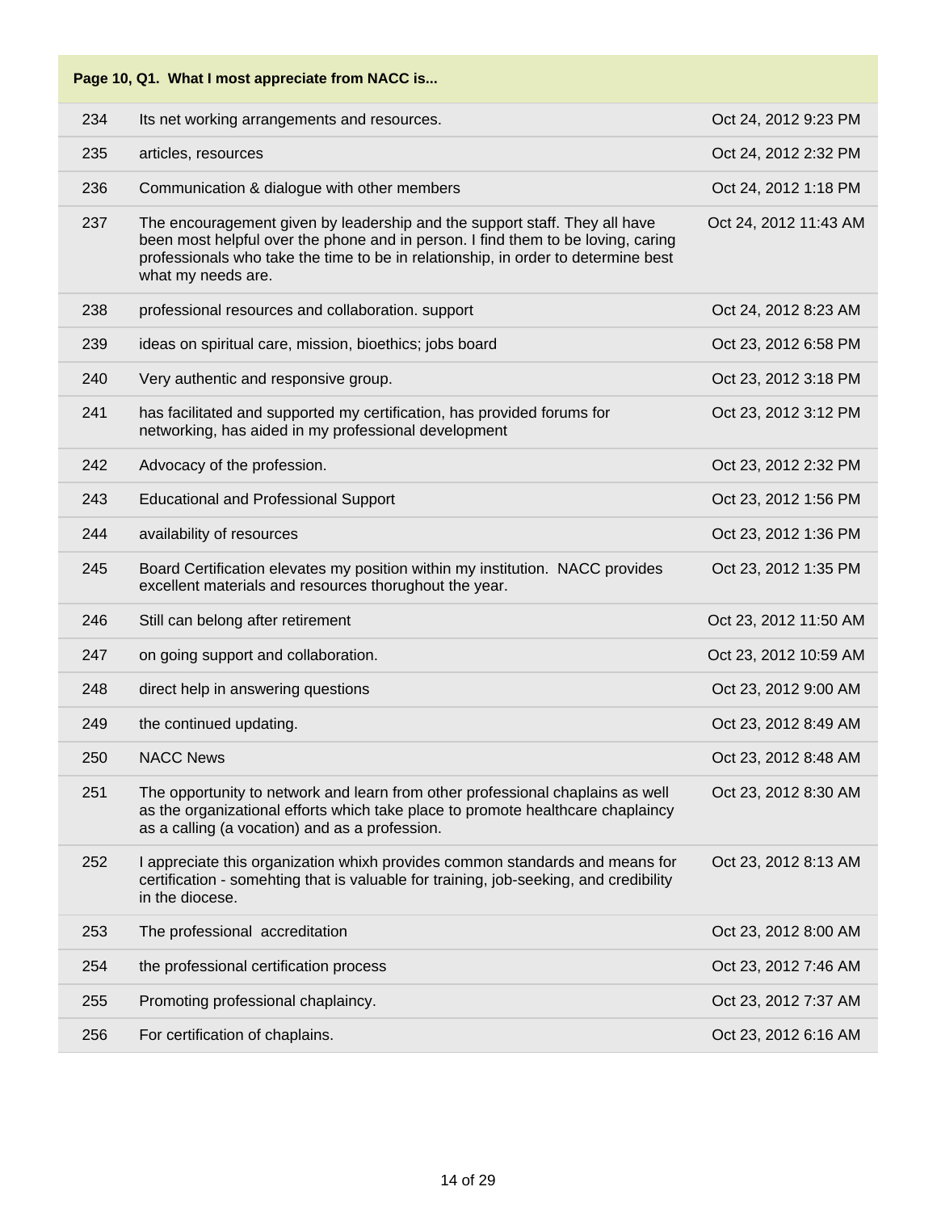| Page 10, Q1. What I most appreciate from NACC is... | | |
|---|---|---|
| 234 | Its net working arrangements and resources. | Oct 24, 2012 9:23 PM |
| 235 | articles, resources | Oct 24, 2012 2:32 PM |
| 236 | Communication & dialogue with other members | Oct 24, 2012 1:18 PM |
| 237 | The encouragement given by leadership and the support staff. They all have been most helpful over the phone and in person. I find them to be loving, caring professionals who take the time to be in relationship, in order to determine best what my needs are. | Oct 24, 2012 11:43 AM |
| 238 | professional resources and collaboration. support | Oct 24, 2012 8:23 AM |
| 239 | ideas on spiritual care, mission, bioethics; jobs board | Oct 23, 2012 6:58 PM |
| 240 | Very authentic and responsive group. | Oct 23, 2012 3:18 PM |
| 241 | has facilitated and supported my certification, has provided forums for networking, has aided in my professional development | Oct 23, 2012 3:12 PM |
| 242 | Advocacy of the profession. | Oct 23, 2012 2:32 PM |
| 243 | Educational and Professional Support | Oct 23, 2012 1:56 PM |
| 244 | availability of resources | Oct 23, 2012 1:36 PM |
| 245 | Board Certification elevates my position within my institution. NACC provides excellent materials and resources thorughout the year. | Oct 23, 2012 1:35 PM |
| 246 | Still can belong after retirement | Oct 23, 2012 11:50 AM |
| 247 | on going support and collaboration. | Oct 23, 2012 10:59 AM |
| 248 | direct help in answering questions | Oct 23, 2012 9:00 AM |
| 249 | the continued updating. | Oct 23, 2012 8:49 AM |
| 250 | NACC News | Oct 23, 2012 8:48 AM |
| 251 | The opportunity to network and learn from other professional chaplains as well as the organizational efforts which take place to promote healthcare chaplaincy as a calling (a vocation) and as a profession. | Oct 23, 2012 8:30 AM |
| 252 | I appreciate this organization whixh provides common standards and means for certification - somehting that is valuable for training, job-seeking, and credibility in the diocese. | Oct 23, 2012 8:13 AM |
| 253 | The professional accreditation | Oct 23, 2012 8:00 AM |
| 254 | the professional certification process | Oct 23, 2012 7:46 AM |
| 255 | Promoting professional chaplaincy. | Oct 23, 2012 7:37 AM |
| 256 | For certification of chaplains. | Oct 23, 2012 6:16 AM |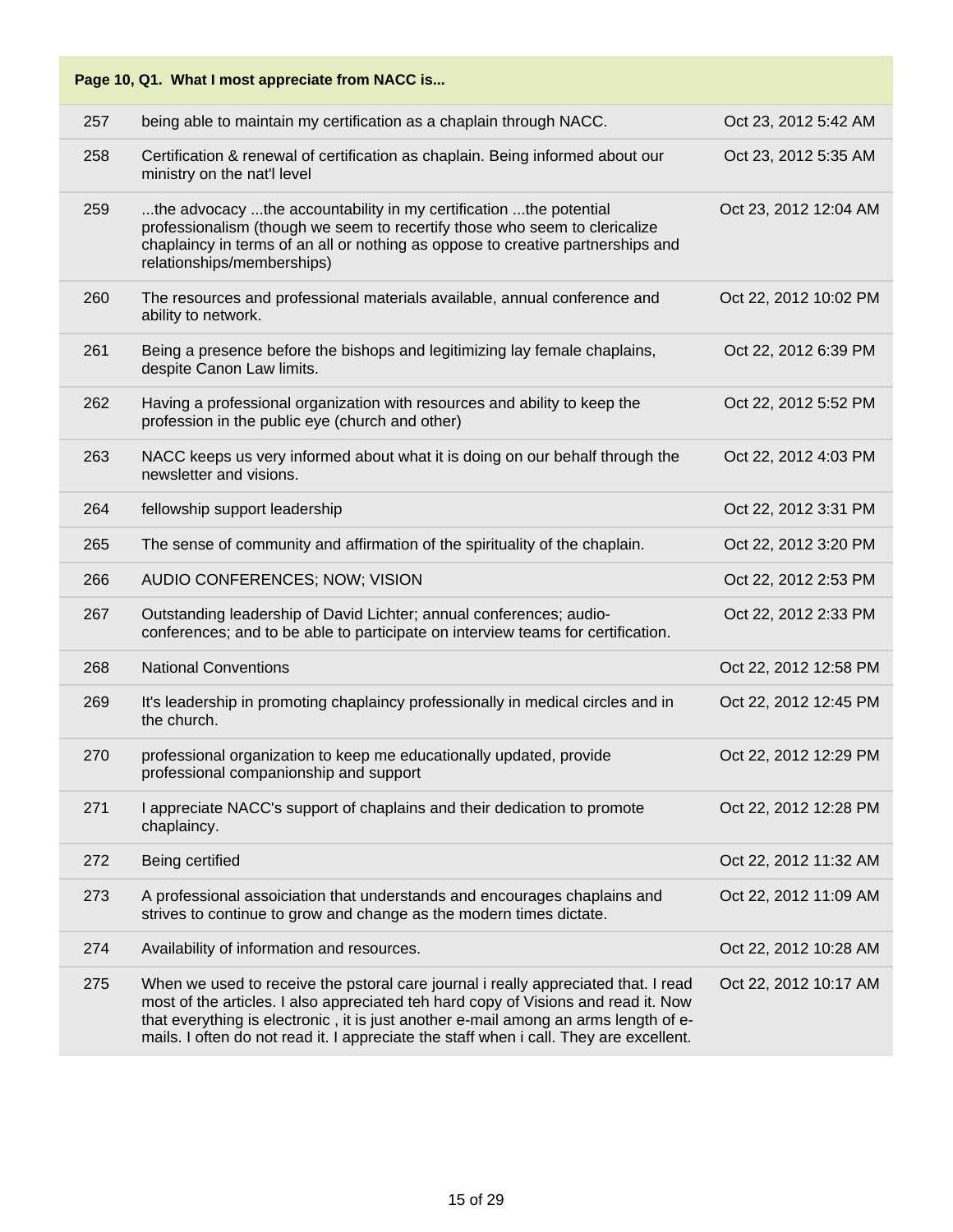| Page 10, Q1. What I most appreciate from NACC is... | | |
|---|---|---|
| 257 | being able to maintain my certification as a chaplain through NACC. | Oct 23, 2012 5:42 AM |
| 258 | Certification & renewal of certification as chaplain. Being informed about our ministry on the nat'l level | Oct 23, 2012 5:35 AM |
| 259 | ...the advocacy ...the accountability in my certification ...the potential professionalism (though we seem to recertify those who seem to clericalize chaplaincy in terms of an all or nothing as oppose to creative partnerships and relationships/memberships) | Oct 23, 2012 12:04 AM |
| 260 | The resources and professional materials available, annual conference and ability to network. | Oct 22, 2012 10:02 PM |
| 261 | Being a presence before the bishops and legitimizing lay female chaplains, despite Canon Law limits. | Oct 22, 2012 6:39 PM |
| 262 | Having a professional organization with resources and ability to keep the profession in the public eye (church and other) | Oct 22, 2012 5:52 PM |
| 263 | NACC keeps us very informed about what it is doing on our behalf through the newsletter and visions. | Oct 22, 2012 4:03 PM |
| 264 | fellowship support leadership | Oct 22, 2012 3:31 PM |
| 265 | The sense of community and affirmation of the spirituality of the chaplain. | Oct 22, 2012 3:20 PM |
| 266 | AUDIO CONFERENCES; NOW; VISION | Oct 22, 2012 2:53 PM |
| 267 | Outstanding leadership of David Lichter; annual conferences; audio-conferences; and to be able to participate on interview teams for certification. | Oct 22, 2012 2:33 PM |
| 268 | National Conventions | Oct 22, 2012 12:58 PM |
| 269 | It's leadership in promoting chaplaincy professionally in medical circles and in the church. | Oct 22, 2012 12:45 PM |
| 270 | professional organization to keep me educationally updated, provide professional companionship and support | Oct 22, 2012 12:29 PM |
| 271 | I appreciate NACC's support of chaplains and their dedication to promote chaplaincy. | Oct 22, 2012 12:28 PM |
| 272 | Being certified | Oct 22, 2012 11:32 AM |
| 273 | A professional assoiciation that understands and encourages chaplains and strives to continue to grow and change as the modern times dictate. | Oct 22, 2012 11:09 AM |
| 274 | Availability of information and resources. | Oct 22, 2012 10:28 AM |
| 275 | When we used to receive the pstoral care journal i really appreciated that. I read most of the articles. I also appreciated teh hard copy of Visions and read it. Now that everything is electronic , it is just another e-mail among an arms length of e-mails. I often do not read it. I appreciate the staff when i call. They are excellent. | Oct 22, 2012 10:17 AM |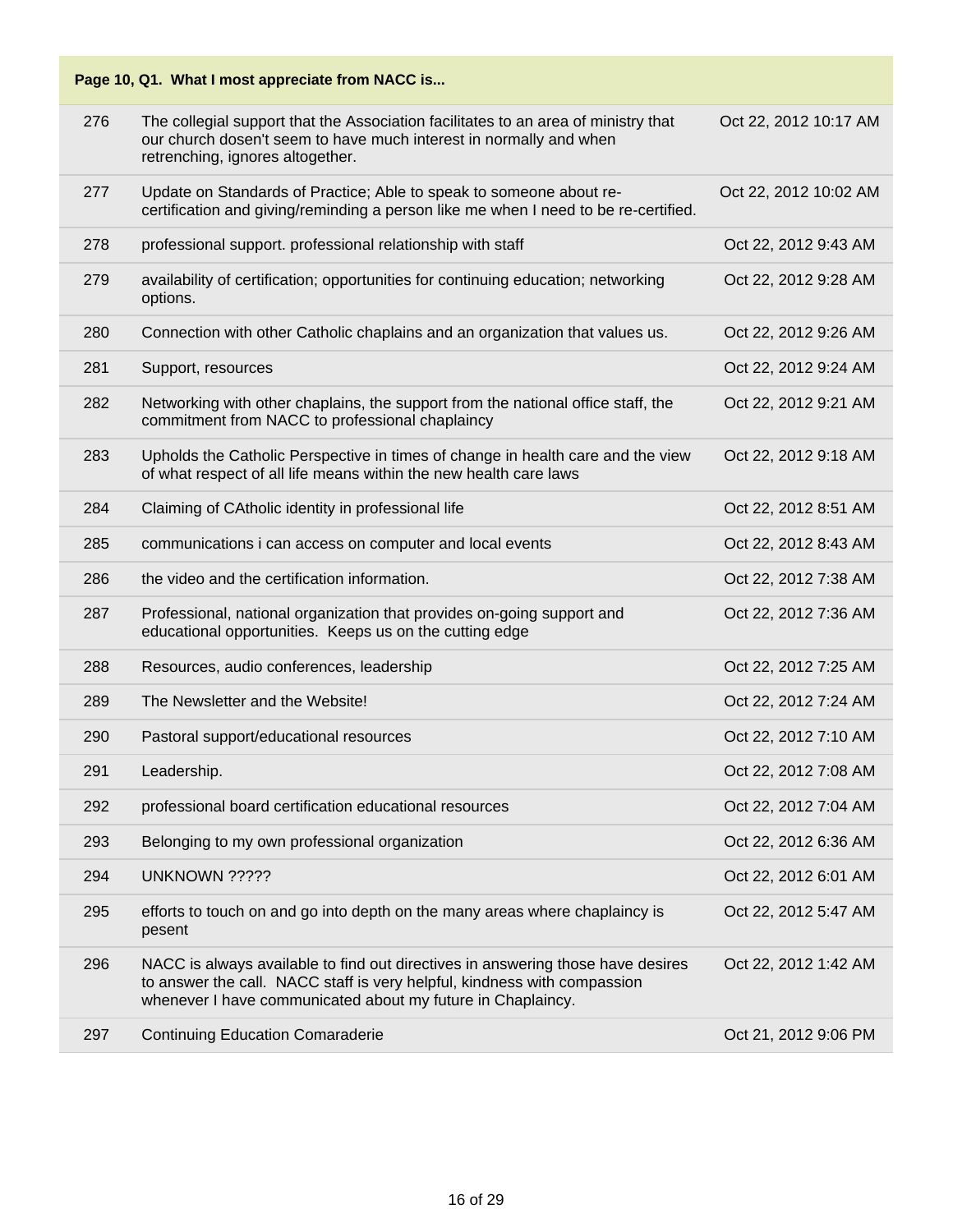## Page 10, Q1. What I most appreciate from NACC is...

| | | |
|---|---|---|
| 276 | The collegial support that the Association facilitates to an area of ministry that our church dosen't seem to have much interest in normally and when retrenching, ignores altogether. | Oct 22, 2012 10:17 AM |
| 277 | Update on Standards of Practice; Able to speak to someone about re-certification and giving/reminding a person like me when I need to be re-certified. | Oct 22, 2012 10:02 AM |
| 278 | professional support. professional relationship with staff | Oct 22, 2012 9:43 AM |
| 279 | availability of certification; opportunities for continuing education; networking options. | Oct 22, 2012 9:28 AM |
| 280 | Connection with other Catholic chaplains and an organization that values us. | Oct 22, 2012 9:26 AM |
| 281 | Support, resources | Oct 22, 2012 9:24 AM |
| 282 | Networking with other chaplains, the support from the national office staff, the commitment from NACC to professional chaplaincy | Oct 22, 2012 9:21 AM |
| 283 | Upholds the Catholic Perspective in times of change in health care and the view of what respect of all life means within the new health care laws | Oct 22, 2012 9:18 AM |
| 284 | Claiming of CAtholic identity in professional life | Oct 22, 2012 8:51 AM |
| 285 | communications i can access on computer and local events | Oct 22, 2012 8:43 AM |
| 286 | the video and the certification information. | Oct 22, 2012 7:38 AM |
| 287 | Professional, national organization that provides on-going support and educational opportunities. Keeps us on the cutting edge | Oct 22, 2012 7:36 AM |
| 288 | Resources, audio conferences, leadership | Oct 22, 2012 7:25 AM |
| 289 | The Newsletter and the Website! | Oct 22, 2012 7:24 AM |
| 290 | Pastoral support/educational resources | Oct 22, 2012 7:10 AM |
| 291 | Leadership. | Oct 22, 2012 7:08 AM |
| 292 | professional board certification educational resources | Oct 22, 2012 7:04 AM |
| 293 | Belonging to my own professional organization | Oct 22, 2012 6:36 AM |
| 294 | UNKNOWN ????? | Oct 22, 2012 6:01 AM |
| 295 | efforts to touch on and go into depth on the many areas where chaplaincy is pesent | Oct 22, 2012 5:47 AM |
| 296 | NACC is always available to find out directives in answering those have desires to answer the call. NACC staff is very helpful, kindness with compassion whenever I have communicated about my future in Chaplaincy. | Oct 22, 2012 1:42 AM |
| 297 | Continuing Education Comaraderie | Oct 21, 2012 9:06 PM |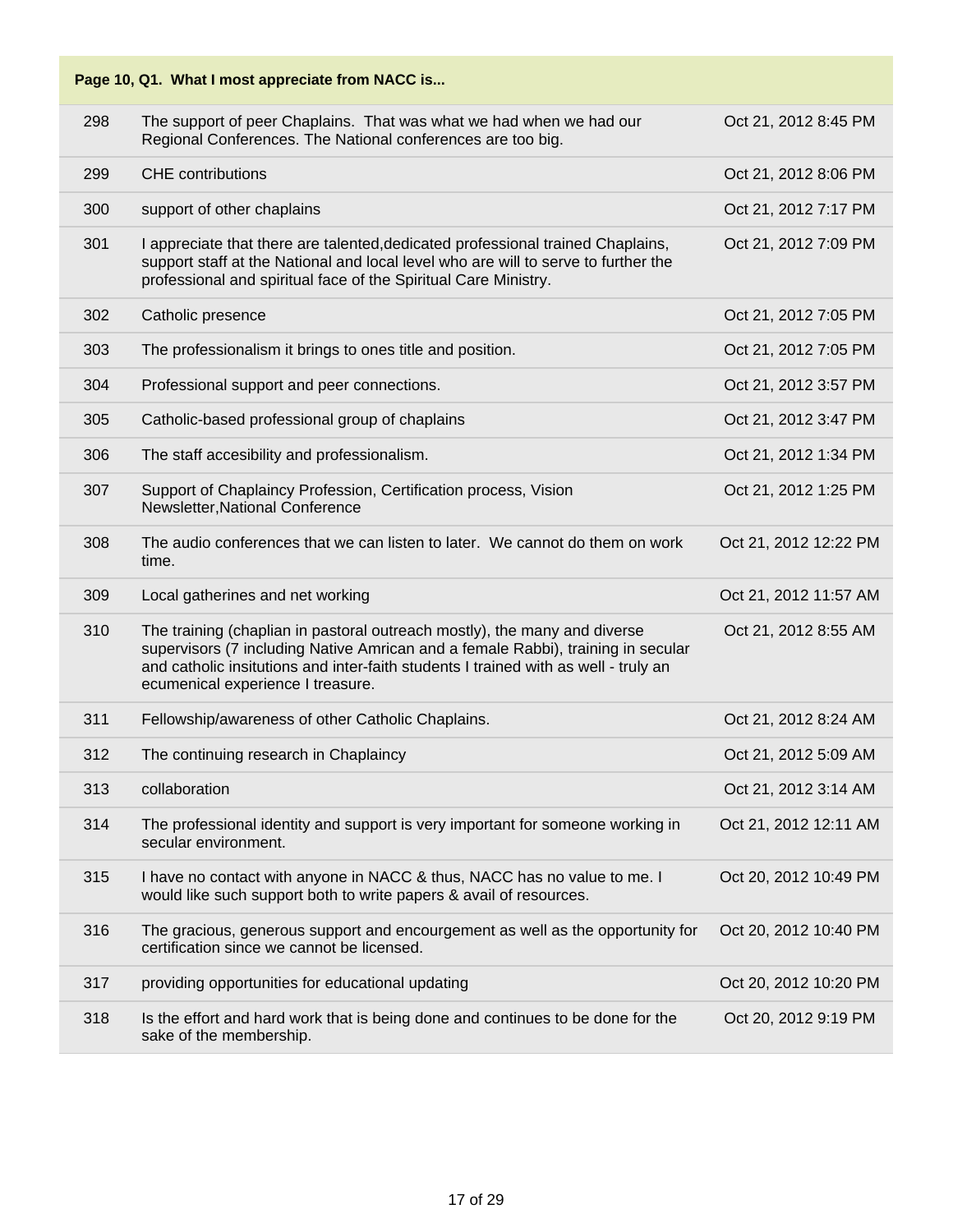| Page 10, Q1. What I most appreciate from NACC is... | | |
|---|---|---|
| 298 | The support of peer Chaplains. That was what we had when we had our Regional Conferences. The National conferences are too big. | Oct 21, 2012 8:45 PM |
| 299 | CHE contributions | Oct 21, 2012 8:06 PM |
| 300 | support of other chaplains | Oct 21, 2012 7:17 PM |
| 301 | I appreciate that there are talented,dedicated professional trained Chaplains, support staff at the National and local level who are will to serve to further the professional and spiritual face of the Spiritual Care Ministry. | Oct 21, 2012 7:09 PM |
| 302 | Catholic presence | Oct 21, 2012 7:05 PM |
| 303 | The professionalism it brings to ones title and position. | Oct 21, 2012 7:05 PM |
| 304 | Professional support and peer connections. | Oct 21, 2012 3:57 PM |
| 305 | Catholic-based professional group of chaplains | Oct 21, 2012 3:47 PM |
| 306 | The staff accesibility and professionalism. | Oct 21, 2012 1:34 PM |
| 307 | Support of Chaplaincy Profession, Certification process, Vision Newsletter,National Conference | Oct 21, 2012 1:25 PM |
| 308 | The audio conferences that we can listen to later. We cannot do them on work time. | Oct 21, 2012 12:22 PM |
| 309 | Local gatherines and net working | Oct 21, 2012 11:57 AM |
| 310 | The training (chaplian in pastoral outreach mostly), the many and diverse supervisors (7 including Native Amrican and a female Rabbi), training in secular and catholic insitutions and inter-faith students I trained with as well - truly an ecumenical experience I treasure. | Oct 21, 2012 8:55 AM |
| 311 | Fellowship/awareness of other Catholic Chaplains. | Oct 21, 2012 8:24 AM |
| 312 | The continuing research in Chaplaincy | Oct 21, 2012 5:09 AM |
| 313 | collaboration | Oct 21, 2012 3:14 AM |
| 314 | The professional identity and support is very important for someone working in secular environment. | Oct 21, 2012 12:11 AM |
| 315 | I have no contact with anyone in NACC & thus, NACC has no value to me. I would like such support both to write papers & avail of resources. | Oct 20, 2012 10:49 PM |
| 316 | The gracious, generous support and encourgement as well as the opportunity for certification since we cannot be licensed. | Oct 20, 2012 10:40 PM |
| 317 | providing opportunities for educational updating | Oct 20, 2012 10:20 PM |
| 318 | Is the effort and hard work that is being done and continues to be done for the sake of the membership. | Oct 20, 2012 9:19 PM |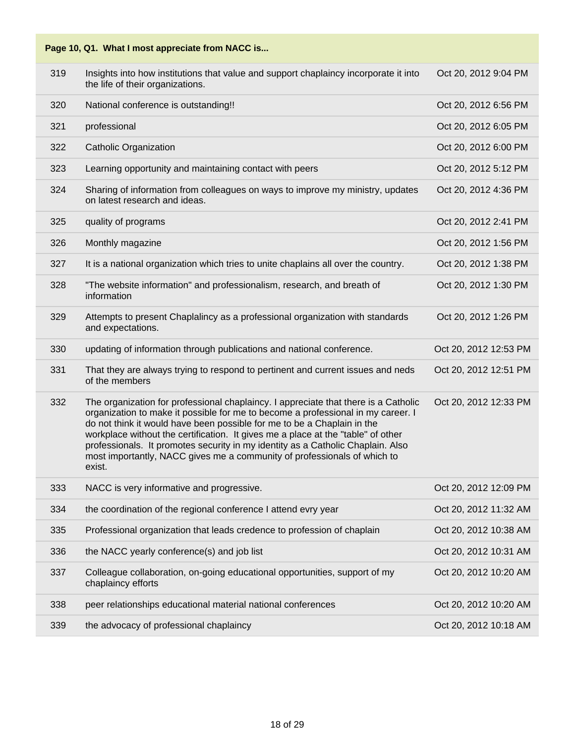| Page 10, Q1. What I most appreciate from NACC is... | | |
|---|---|---|
| 319 | Insights into how institutions that value and support chaplaincy incorporate it into the life of their organizations. | Oct 20, 2012 9:04 PM |
| 320 | National conference is outstanding!! | Oct 20, 2012 6:56 PM |
| 321 | professional | Oct 20, 2012 6:05 PM |
| 322 | Catholic Organization | Oct 20, 2012 6:00 PM |
| 323 | Learning opportunity and maintaining contact with peers | Oct 20, 2012 5:12 PM |
| 324 | Sharing of information from colleagues on ways to improve my ministry, updates on latest research and ideas. | Oct 20, 2012 4:36 PM |
| 325 | quality of programs | Oct 20, 2012 2:41 PM |
| 326 | Monthly magazine | Oct 20, 2012 1:56 PM |
| 327 | It is a national organization which tries to unite chaplains all over the country. | Oct 20, 2012 1:38 PM |
| 328 | "The website information" and professionalism, research, and breath of information | Oct 20, 2012 1:30 PM |
| 329 | Attempts to present Chaplalincy as a professional organization with standards and expectations. | Oct 20, 2012 1:26 PM |
| 330 | updating of information through publications and national conference. | Oct 20, 2012 12:53 PM |
| 331 | That they are always trying to respond to pertinent and current issues and neds of the members | Oct 20, 2012 12:51 PM |
| 332 | The organization for professional chaplaincy. I appreciate that there is a Catholic organization to make it possible for me to become a professional in my career. I do not think it would have been possible for me to be a Chaplain in the workplace without the certification. It gives me a place at the "table" of other professionals. It promotes security in my identity as a Catholic Chaplain. Also most importantly, NACC gives me a community of professionals of which to exist. | Oct 20, 2012 12:33 PM |
| 333 | NACC is very informative and progressive. | Oct 20, 2012 12:09 PM |
| 334 | the coordination of the regional conference I attend evry year | Oct 20, 2012 11:32 AM |
| 335 | Professional organization that leads credence to profession of chaplain | Oct 20, 2012 10:38 AM |
| 336 | the NACC yearly conference(s) and job list | Oct 20, 2012 10:31 AM |
| 337 | Colleague collaboration, on-going educational opportunities, support of my chaplaincy efforts | Oct 20, 2012 10:20 AM |
| 338 | peer relationships educational material national conferences | Oct 20, 2012 10:20 AM |
| 339 | the advocacy of professional chaplaincy | Oct 20, 2012 10:18 AM |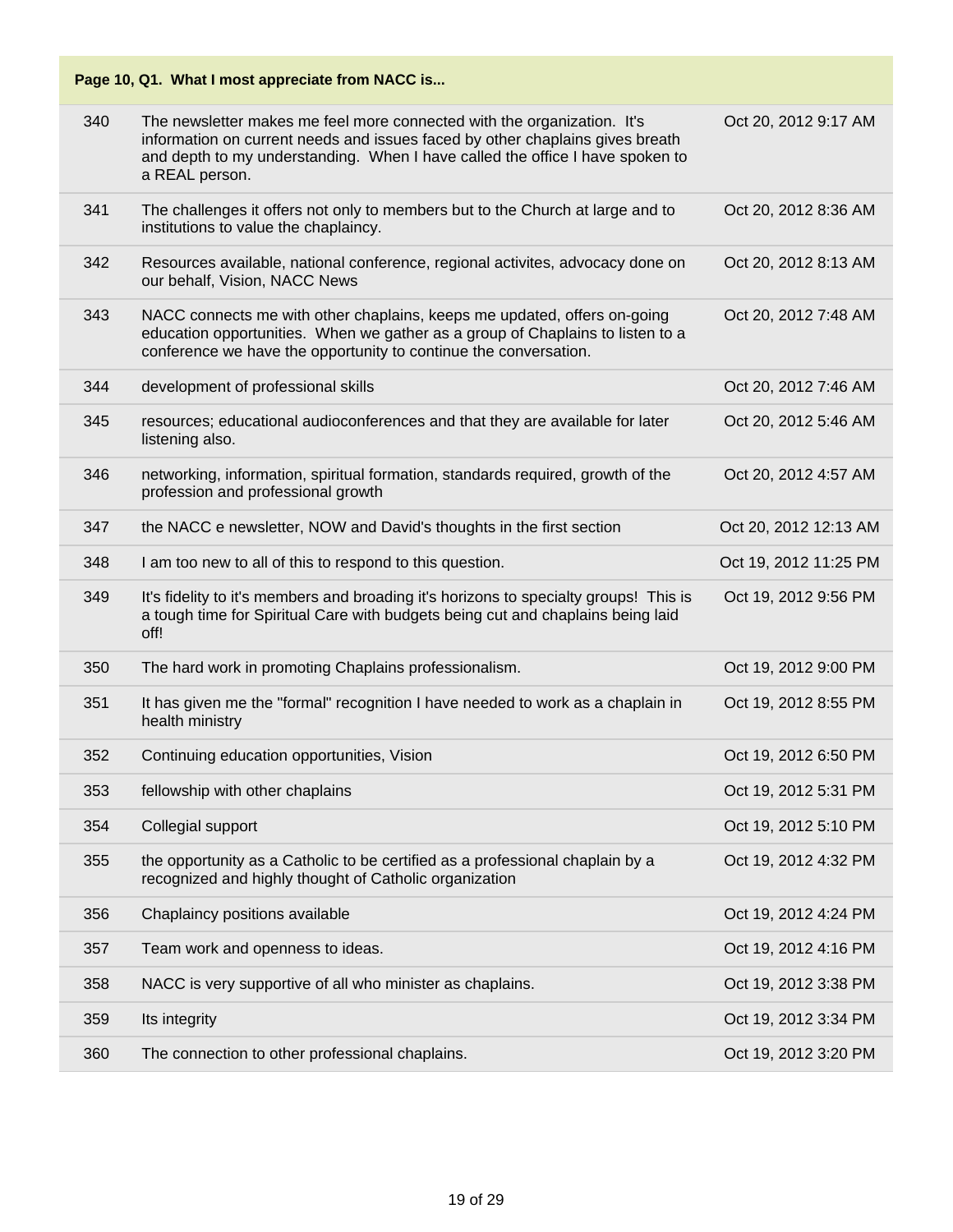| Page 10, Q1. What I most appreciate from NACC is... | | |
|---|---|---|
| 340 | The newsletter makes me feel more connected with the organization. It's information on current needs and issues faced by other chaplains gives breath and depth to my understanding. When I have called the office I have spoken to a REAL person. | Oct 20, 2012 9:17 AM |
| 341 | The challenges it offers not only to members but to the Church at large and to institutions to value the chaplaincy. | Oct 20, 2012 8:36 AM |
| 342 | Resources available, national conference, regional activites, advocacy done on our behalf, Vision, NACC News | Oct 20, 2012 8:13 AM |
| 343 | NACC connects me with other chaplains, keeps me updated, offers on-going education opportunities. When we gather as a group of Chaplains to listen to a conference we have the opportunity to continue the conversation. | Oct 20, 2012 7:48 AM |
| 344 | development of professional skills | Oct 20, 2012 7:46 AM |
| 345 | resources; educational audioconferences and that they are available for later listening also. | Oct 20, 2012 5:46 AM |
| 346 | networking, information, spiritual formation, standards required, growth of the profession and professional growth | Oct 20, 2012 4:57 AM |
| 347 | the NACC e newsletter, NOW and David's thoughts in the first section | Oct 20, 2012 12:13 AM |
| 348 | I am too new to all of this to respond to this question. | Oct 19, 2012 11:25 PM |
| 349 | It's fidelity to it's members and broading it's horizons to specialty groups! This is a tough time for Spiritual Care with budgets being cut and chaplains being laid off! | Oct 19, 2012 9:56 PM |
| 350 | The hard work in promoting Chaplains professionalism. | Oct 19, 2012 9:00 PM |
| 351 | It has given me the "formal" recognition I have needed to work as a chaplain in health ministry | Oct 19, 2012 8:55 PM |
| 352 | Continuing education opportunities, Vision | Oct 19, 2012 6:50 PM |
| 353 | fellowship with other chaplains | Oct 19, 2012 5:31 PM |
| 354 | Collegial support | Oct 19, 2012 5:10 PM |
| 355 | the opportunity as a Catholic to be certified as a professional chaplain by a recognized and highly thought of Catholic organization | Oct 19, 2012 4:32 PM |
| 356 | Chaplaincy positions available | Oct 19, 2012 4:24 PM |
| 357 | Team work and openness to ideas. | Oct 19, 2012 4:16 PM |
| 358 | NACC is very supportive of all who minister as chaplains. | Oct 19, 2012 3:38 PM |
| 359 | Its integrity | Oct 19, 2012 3:34 PM |
| 360 | The connection to other professional chaplains. | Oct 19, 2012 3:20 PM |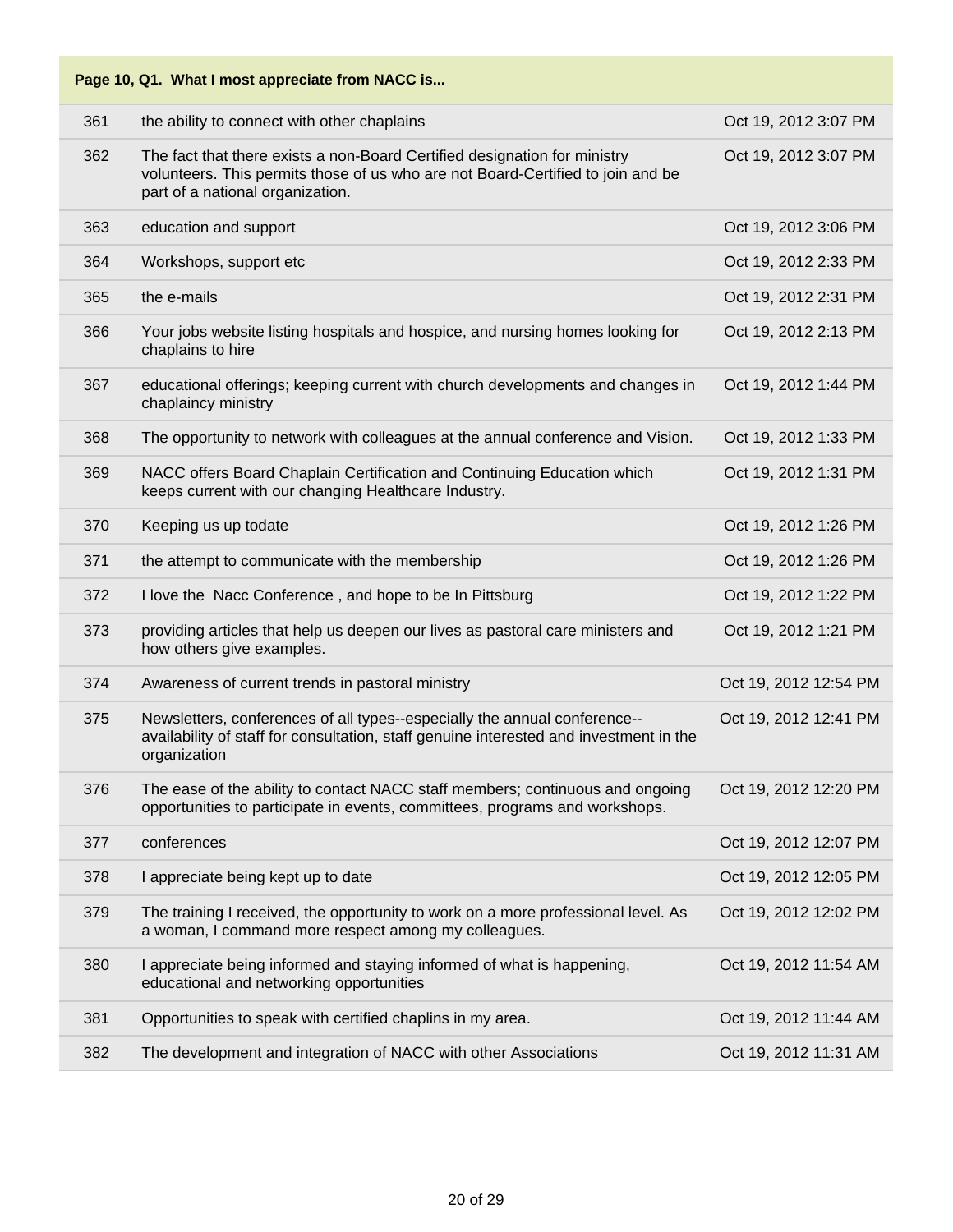| Page 10, Q1. What I most appreciate from NACC is... | | |
|---|---|---|
| 361 | the ability to connect with other chaplains | Oct 19, 2012 3:07 PM |
| 362 | The fact that there exists a non-Board Certified designation for ministry volunteers. This permits those of us who are not Board-Certified to join and be part of a national organization. | Oct 19, 2012 3:07 PM |
| 363 | education and support | Oct 19, 2012 3:06 PM |
| 364 | Workshops, support etc | Oct 19, 2012 2:33 PM |
| 365 | the e-mails | Oct 19, 2012 2:31 PM |
| 366 | Your jobs website listing hospitals and hospice, and nursing homes looking for chaplains to hire | Oct 19, 2012 2:13 PM |
| 367 | educational offerings; keeping current with church developments and changes in chaplaincy ministry | Oct 19, 2012 1:44 PM |
| 368 | The opportunity to network with colleagues at the annual conference and Vision. | Oct 19, 2012 1:33 PM |
| 369 | NACC offers Board Chaplain Certification and Continuing Education which keeps current with our changing Healthcare Industry. | Oct 19, 2012 1:31 PM |
| 370 | Keeping us up todate | Oct 19, 2012 1:26 PM |
| 371 | the attempt to communicate with the membership | Oct 19, 2012 1:26 PM |
| 372 | I love the Nacc Conference , and hope to be In Pittsburg | Oct 19, 2012 1:22 PM |
| 373 | providing articles that help us deepen our lives as pastoral care ministers and how others give examples. | Oct 19, 2012 1:21 PM |
| 374 | Awareness of current trends in pastoral ministry | Oct 19, 2012 12:54 PM |
| 375 | Newsletters, conferences of all types--especially the annual conference--availability of staff for consultation, staff genuine interested and investment in the organization | Oct 19, 2012 12:41 PM |
| 376 | The ease of the ability to contact NACC staff members; continuous and ongoing opportunities to participate in events, committees, programs and workshops. | Oct 19, 2012 12:20 PM |
| 377 | conferences | Oct 19, 2012 12:07 PM |
| 378 | I appreciate being kept up to date | Oct 19, 2012 12:05 PM |
| 379 | The training I received, the opportunity to work on a more professional level. As a woman, I command more respect among my colleagues. | Oct 19, 2012 12:02 PM |
| 380 | I appreciate being informed and staying informed of what is happening, educational and networking opportunities | Oct 19, 2012 11:54 AM |
| 381 | Opportunities to speak with certified chaplins in my area. | Oct 19, 2012 11:44 AM |
| 382 | The development and integration of NACC with other Associations | Oct 19, 2012 11:31 AM |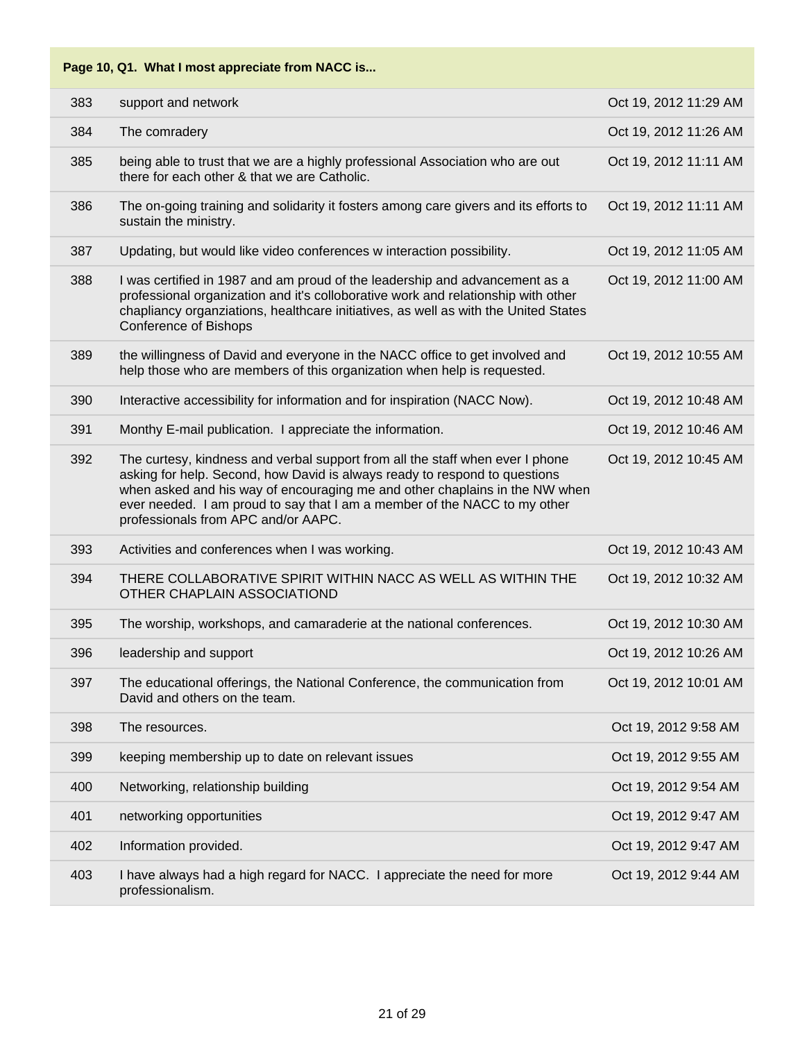| Page 10, Q1. What I most appreciate from NACC is... | | |
|---|---|---|
| 383 | support and network | Oct 19, 2012 11:29 AM |
| 384 | The comradery | Oct 19, 2012 11:26 AM |
| 385 | being able to trust that we are a highly professional Association who are out there for each other & that we are Catholic. | Oct 19, 2012 11:11 AM |
| 386 | The on-going training and solidarity it fosters among care givers and its efforts to sustain the ministry. | Oct 19, 2012 11:11 AM |
| 387 | Updating, but would like video conferences w interaction possibility. | Oct 19, 2012 11:05 AM |
| 388 | I was certified in 1987 and am proud of the leadership and advancement as a professional organization and it's colloborative work and relationship with other chapliancy organziations, healthcare initiatives, as well as with the United States Conference of Bishops | Oct 19, 2012 11:00 AM |
| 389 | the willingness of David and everyone in the NACC office to get involved and help those who are members of this organization when help is requested. | Oct 19, 2012 10:55 AM |
| 390 | Interactive accessibility for information and for inspiration (NACC Now). | Oct 19, 2012 10:48 AM |
| 391 | Monthy E-mail publication. I appreciate the information. | Oct 19, 2012 10:46 AM |
| 392 | The curtesy, kindness and verbal support from all the staff when ever I phone asking for help. Second, how David is always ready to respond to questions when asked and his way of encouraging me and other chaplains in the NW when ever needed. I am proud to say that I am a member of the NACC to my other professionals from APC and/or AAPC. | Oct 19, 2012 10:45 AM |
| 393 | Activities and conferences when I was working. | Oct 19, 2012 10:43 AM |
| 394 | THERE COLLABORATIVE SPIRIT WITHIN NACC AS WELL AS WITHIN THE OTHER CHAPLAIN ASSOCIATIOND | Oct 19, 2012 10:32 AM |
| 395 | The worship, workshops, and camaraderie at the national conferences. | Oct 19, 2012 10:30 AM |
| 396 | leadership and support | Oct 19, 2012 10:26 AM |
| 397 | The educational offerings, the National Conference, the communication from David and others on the team. | Oct 19, 2012 10:01 AM |
| 398 | The resources. | Oct 19, 2012 9:58 AM |
| 399 | keeping membership up to date on relevant issues | Oct 19, 2012 9:55 AM |
| 400 | Networking, relationship building | Oct 19, 2012 9:54 AM |
| 401 | networking opportunities | Oct 19, 2012 9:47 AM |
| 402 | Information provided. | Oct 19, 2012 9:47 AM |
| 403 | I have always had a high regard for NACC. I appreciate the need for more professionalism. | Oct 19, 2012 9:44 AM |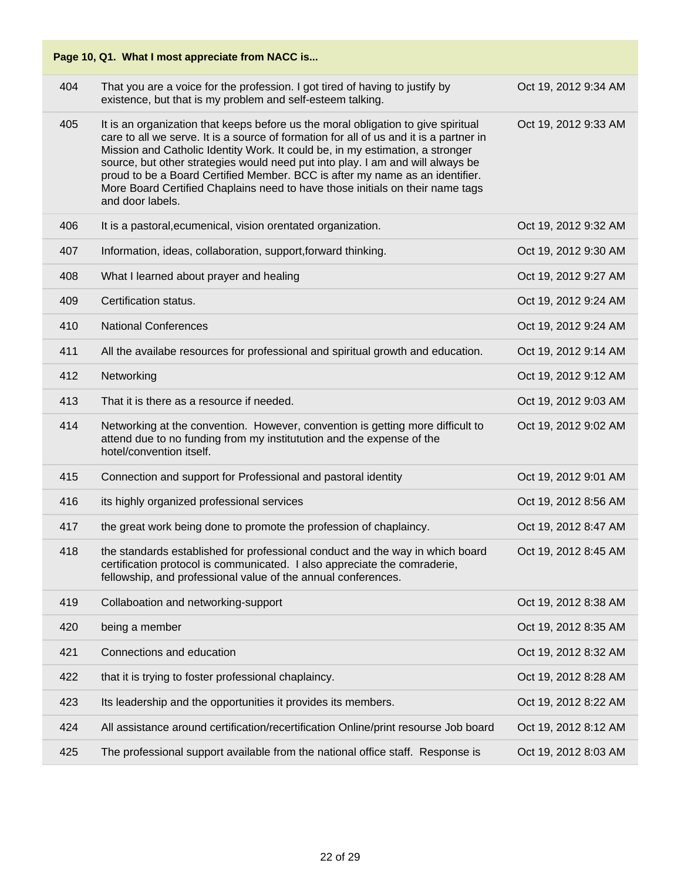**Page 10, Q1. What I most appreciate from NACC is...**

| | | |
|---|---|---|
| 404 | That you are a voice for the profession. I got tired of having to justify by existence, but that is my problem and self-esteem talking. | Oct 19, 2012 9:34 AM |
| 405 | It is an organization that keeps before us the moral obligation to give spiritual care to all we serve. It is a source of formation for all of us and it is a partner in Mission and Catholic Identity Work. It could be, in my estimation, a stronger source, but other strategies would need put into play. I am and will always be proud to be a Board Certified Member. BCC is after my name as an identifier. More Board Certified Chaplains need to have those initials on their name tags and door labels. | Oct 19, 2012 9:33 AM |
| 406 | It is a pastoral,ecumenical, vision orentated organization. | Oct 19, 2012 9:32 AM |
| 407 | Information, ideas, collaboration, support,forward thinking. | Oct 19, 2012 9:30 AM |
| 408 | What I learned about prayer and healing | Oct 19, 2012 9:27 AM |
| 409 | Certification status. | Oct 19, 2012 9:24 AM |
| 410 | National Conferences | Oct 19, 2012 9:24 AM |
| 411 | All the availabe resources for professional and spiritual growth and education. | Oct 19, 2012 9:14 AM |
| 412 | Networking | Oct 19, 2012 9:12 AM |
| 413 | That it is there as a resource if needed. | Oct 19, 2012 9:03 AM |
| 414 | Networking at the convention. However, convention is getting more difficult to attend due to no funding from my institutution and the expense of the hotel/convention itself. | Oct 19, 2012 9:02 AM |
| 415 | Connection and support for Professional and pastoral identity | Oct 19, 2012 9:01 AM |
| 416 | its highly organized professional services | Oct 19, 2012 8:56 AM |
| 417 | the great work being done to promote the profession of chaplaincy. | Oct 19, 2012 8:47 AM |
| 418 | the standards established for professional conduct and the way in which board certification protocol is communicated. I also appreciate the comraderie, fellowship, and professional value of the annual conferences. | Oct 19, 2012 8:45 AM |
| 419 | Collaboation and networking-support | Oct 19, 2012 8:38 AM |
| 420 | being a member | Oct 19, 2012 8:35 AM |
| 421 | Connections and education | Oct 19, 2012 8:32 AM |
| 422 | that it is trying to foster professional chaplaincy. | Oct 19, 2012 8:28 AM |
| 423 | Its leadership and the opportunities it provides its members. | Oct 19, 2012 8:22 AM |
| 424 | All assistance around certification/recertification Online/print resourse Job board | Oct 19, 2012 8:12 AM |
| 425 | The professional support available from the national office staff. Response is | Oct 19, 2012 8:03 AM |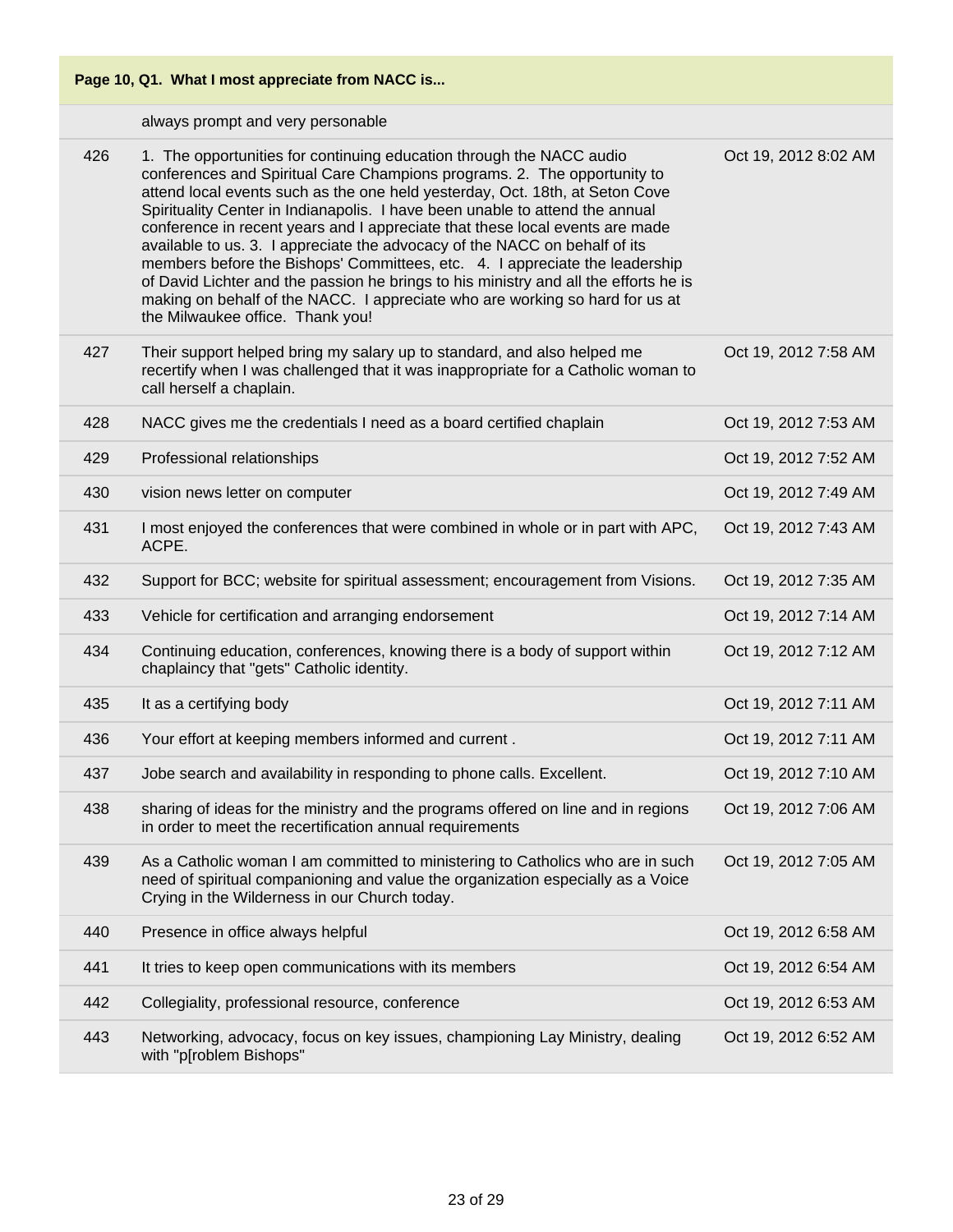**Page 10, Q1. What I most appreciate from NACC is...**

| | | |
|---|---|---|
| | always prompt and very personable | |
| 426 | 1. The opportunities for continuing education through the NACC audio conferences and Spiritual Care Champions programs. 2. The opportunity to attend local events such as the one held yesterday, Oct. 18th, at Seton Cove Spirituality Center in Indianapolis. I have been unable to attend the annual conference in recent years and I appreciate that these local events are made available to us. 3. I appreciate the advocacy of the NACC on behalf of its members before the Bishops' Committees, etc. 4. I appreciate the leadership of David Lichter and the passion he brings to his ministry and all the efforts he is making on behalf of the NACC. I appreciate who are working so hard for us at the Milwaukee office. Thank you! | Oct 19, 2012 8:02 AM |
| 427 | Their support helped bring my salary up to standard, and also helped me recertify when I was challenged that it was inappropriate for a Catholic woman to call herself a chaplain. | Oct 19, 2012 7:58 AM |
| 428 | NACC gives me the credentials I need as a board certified chaplain | Oct 19, 2012 7:53 AM |
| 429 | Professional relationships | Oct 19, 2012 7:52 AM |
| 430 | vision news letter on computer | Oct 19, 2012 7:49 AM |
| 431 | I most enjoyed the conferences that were combined in whole or in part with APC, ACPE. | Oct 19, 2012 7:43 AM |
| 432 | Support for BCC; website for spiritual assessment; encouragement from Visions. | Oct 19, 2012 7:35 AM |
| 433 | Vehicle for certification and arranging endorsement | Oct 19, 2012 7:14 AM |
| 434 | Continuing education, conferences, knowing there is a body of support within chaplaincy that "gets" Catholic identity. | Oct 19, 2012 7:12 AM |
| 435 | It as a certifying body | Oct 19, 2012 7:11 AM |
| 436 | Your effort at keeping members informed and current . | Oct 19, 2012 7:11 AM |
| 437 | Jobe search and availability in responding to phone calls. Excellent. | Oct 19, 2012 7:10 AM |
| 438 | sharing of ideas for the ministry and the programs offered on line and in regions in order to meet the recertification annual requirements | Oct 19, 2012 7:06 AM |
| 439 | As a Catholic woman I am committed to ministering to Catholics who are in such need of spiritual companioning and value the organization especially as a Voice Crying in the Wilderness in our Church today. | Oct 19, 2012 7:05 AM |
| 440 | Presence in office always helpful | Oct 19, 2012 6:58 AM |
| 441 | It tries to keep open communications with its members | Oct 19, 2012 6:54 AM |
| 442 | Collegiality, professional resource, conference | Oct 19, 2012 6:53 AM |
| 443 | Networking, advocacy, focus on key issues, championing Lay Ministry, dealing with "p[roblem Bishops" | Oct 19, 2012 6:52 AM |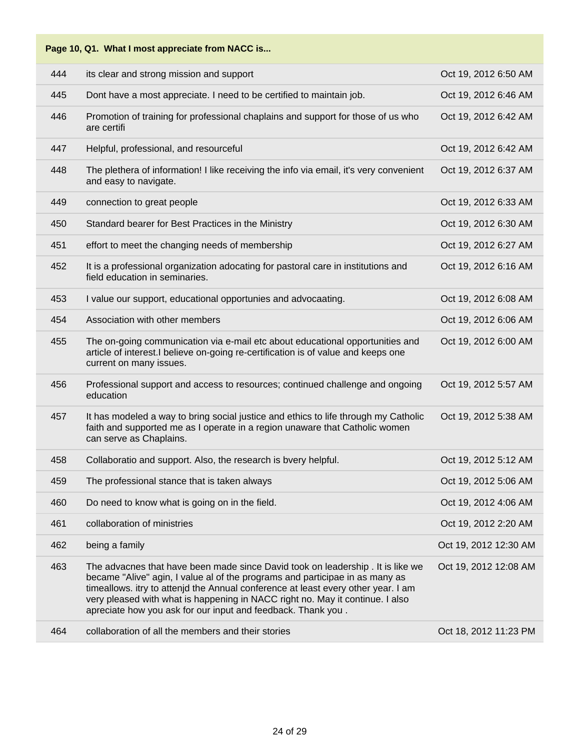| Page 10, Q1. What I most appreciate from NACC is... | | |
|---|---|---|
| 444 | its clear and strong mission and support | Oct 19, 2012 6:50 AM |
| 445 | Dont have a most appreciate. I need to be certified to maintain job. | Oct 19, 2012 6:46 AM |
| 446 | Promotion of training for professional chaplains and support for those of us who are certifi | Oct 19, 2012 6:42 AM |
| 447 | Helpful, professional, and resourceful | Oct 19, 2012 6:42 AM |
| 448 | The plethera of information! I like receiving the info via email, it's very convenient and easy to navigate. | Oct 19, 2012 6:37 AM |
| 449 | connection to great people | Oct 19, 2012 6:33 AM |
| 450 | Standard bearer for Best Practices in the Ministry | Oct 19, 2012 6:30 AM |
| 451 | effort to meet the changing needs of membership | Oct 19, 2012 6:27 AM |
| 452 | It is a professional organization adocating for pastoral care in institutions and field education in seminaries. | Oct 19, 2012 6:16 AM |
| 453 | I value our support, educational opportunies and advocaating. | Oct 19, 2012 6:08 AM |
| 454 | Association with other members | Oct 19, 2012 6:06 AM |
| 455 | The on-going communication via e-mail etc about educational opportunities and article of interest.I believe on-going re-certification is of value and keeps one current on many issues. | Oct 19, 2012 6:00 AM |
| 456 | Professional support and access to resources; continued challenge and ongoing education | Oct 19, 2012 5:57 AM |
| 457 | It has modeled a way to bring social justice and ethics to life through my Catholic faith and supported me as I operate in a region unaware that Catholic women can serve as Chaplains. | Oct 19, 2012 5:38 AM |
| 458 | Collaboratio and support. Also, the research is bvery helpful. | Oct 19, 2012 5:12 AM |
| 459 | The professional stance that is taken always | Oct 19, 2012 5:06 AM |
| 460 | Do need to know what is going on in the field. | Oct 19, 2012 4:06 AM |
| 461 | collaboration of ministries | Oct 19, 2012 2:20 AM |
| 462 | being a family | Oct 19, 2012 12:30 AM |
| 463 | The advacnes that have been made since David took on leadership . It is like we became "Alive" agin, I value al of the programs and participae in as many as timeallows. itry to attenjd the Annual conference at least every other year. I am very pleased with what is happening in NACC right no. May it continue. I also apreciate how you ask for our input and feedback. Thank you . | Oct 19, 2012 12:08 AM |
| 464 | collaboration of all the members and their stories | Oct 18, 2012 11:23 PM |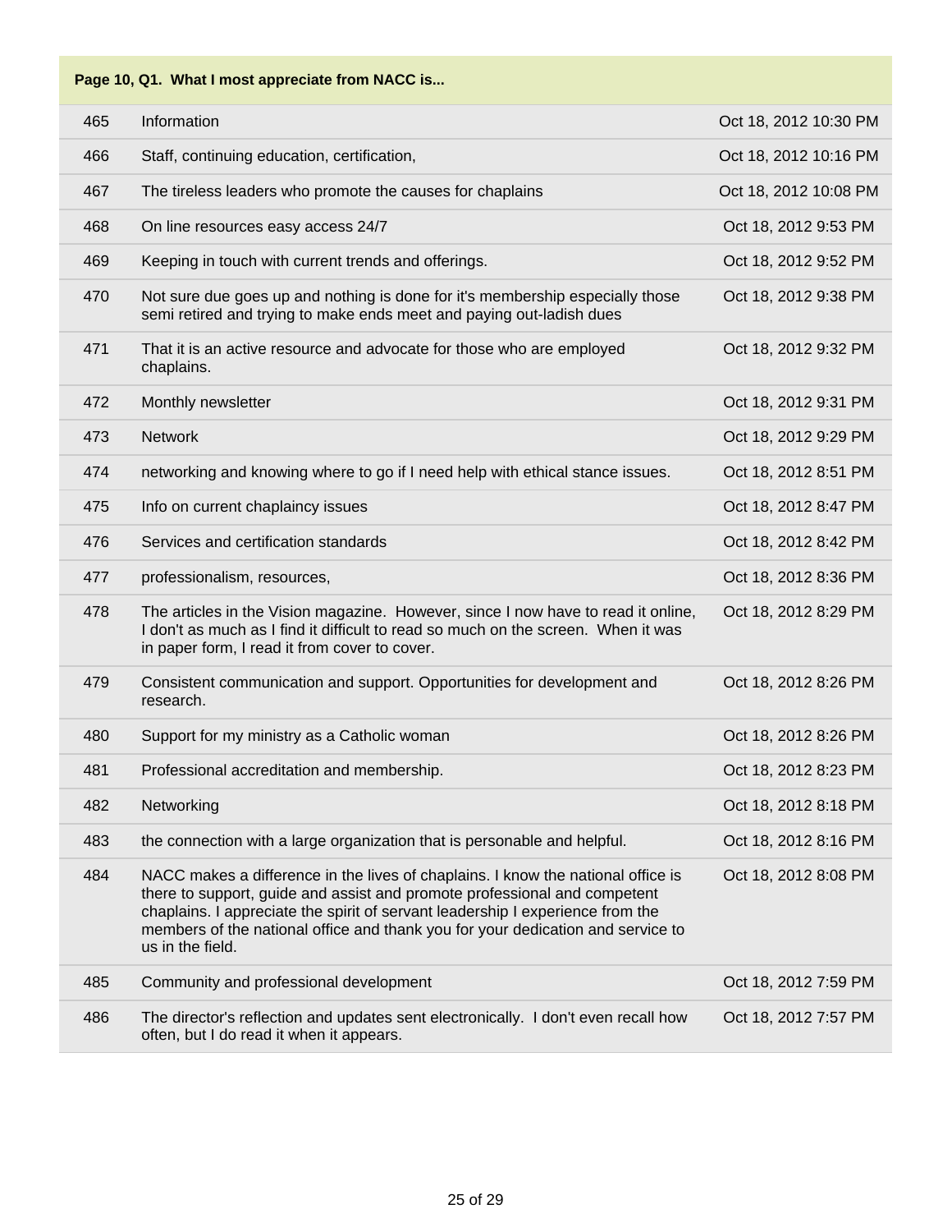| Page 10, Q1. What I most appreciate from NACC is... | | |
|---|---|---|
| 465 | Information | Oct 18, 2012 10:30 PM |
| 466 | Staff, continuing education, certification, | Oct 18, 2012 10:16 PM |
| 467 | The tireless leaders who promote the causes for chaplains | Oct 18, 2012 10:08 PM |
| 468 | On line resources easy access 24/7 | Oct 18, 2012 9:53 PM |
| 469 | Keeping in touch with current trends and offerings. | Oct 18, 2012 9:52 PM |
| 470 | Not sure due goes up and nothing is done for it's membership especially those semi retired and trying to make ends meet and paying out-ladish dues | Oct 18, 2012 9:38 PM |
| 471 | That it is an active resource and advocate for those who are employed chaplains. | Oct 18, 2012 9:32 PM |
| 472 | Monthly newsletter | Oct 18, 2012 9:31 PM |
| 473 | Network | Oct 18, 2012 9:29 PM |
| 474 | networking and knowing where to go if I need help with ethical stance issues. | Oct 18, 2012 8:51 PM |
| 475 | Info on current chaplaincy issues | Oct 18, 2012 8:47 PM |
| 476 | Services and certification standards | Oct 18, 2012 8:42 PM |
| 477 | professionalism, resources, | Oct 18, 2012 8:36 PM |
| 478 | The articles in the Vision magazine. However, since I now have to read it online, I don't as much as I find it difficult to read so much on the screen. When it was in paper form, I read it from cover to cover. | Oct 18, 2012 8:29 PM |
| 479 | Consistent communication and support. Opportunities for development and research. | Oct 18, 2012 8:26 PM |
| 480 | Support for my ministry as a Catholic woman | Oct 18, 2012 8:26 PM |
| 481 | Professional accreditation and membership. | Oct 18, 2012 8:23 PM |
| 482 | Networking | Oct 18, 2012 8:18 PM |
| 483 | the connection with a large organization that is personable and helpful. | Oct 18, 2012 8:16 PM |
| 484 | NACC makes a difference in the lives of chaplains. I know the national office is there to support, guide and assist and promote professional and competent chaplains. I appreciate the spirit of servant leadership I experience from the members of the national office and thank you for your dedication and service to us in the field. | Oct 18, 2012 8:08 PM |
| 485 | Community and professional development | Oct 18, 2012 7:59 PM |
| 486 | The director's reflection and updates sent electronically. I don't even recall how often, but I do read it when it appears. | Oct 18, 2012 7:57 PM |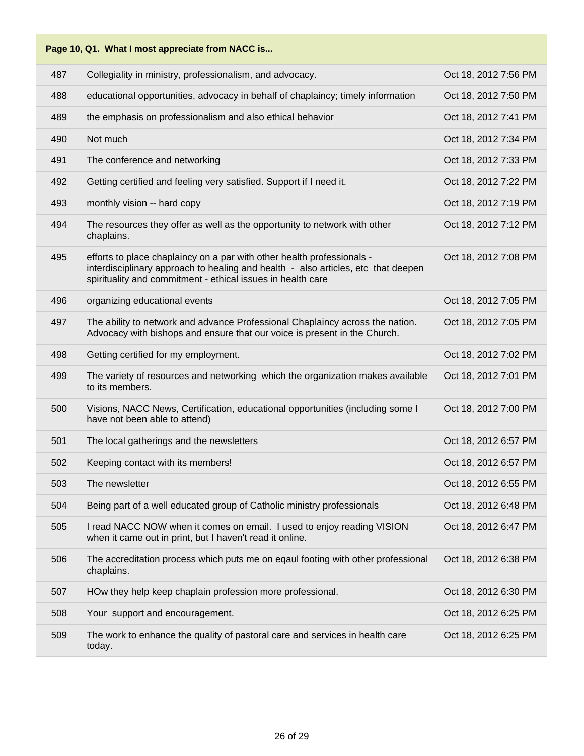| Page 10, Q1. What I most appreciate from NACC is... | | |
|---|---|---|
| 487 | Collegiality in ministry, professionalism, and advocacy. | Oct 18, 2012 7:56 PM |
| 488 | educational opportunities, advocacy in behalf of chaplaincy; timely information | Oct 18, 2012 7:50 PM |
| 489 | the emphasis on professionalism and also ethical behavior | Oct 18, 2012 7:41 PM |
| 490 | Not much | Oct 18, 2012 7:34 PM |
| 491 | The conference and networking | Oct 18, 2012 7:33 PM |
| 492 | Getting certified and feeling very satisfied. Support if I need it. | Oct 18, 2012 7:22 PM |
| 493 | monthly vision -- hard copy | Oct 18, 2012 7:19 PM |
| 494 | The resources they offer as well as the opportunity to network with other chaplains. | Oct 18, 2012 7:12 PM |
| 495 | efforts to place chaplaincy on a par with other health professionals - interdisciplinary approach to healing and health - also articles, etc that deepen spirituality and commitment - ethical issues in health care | Oct 18, 2012 7:08 PM |
| 496 | organizing educational events | Oct 18, 2012 7:05 PM |
| 497 | The ability to network and advance Professional Chaplaincy across the nation. Advocacy with bishops and ensure that our voice is present in the Church. | Oct 18, 2012 7:05 PM |
| 498 | Getting certified for my employment. | Oct 18, 2012 7:02 PM |
| 499 | The variety of resources and networking which the organization makes available to its members. | Oct 18, 2012 7:01 PM |
| 500 | Visions, NACC News, Certification, educational opportunities (including some I have not been able to attend) | Oct 18, 2012 7:00 PM |
| 501 | The local gatherings and the newsletters | Oct 18, 2012 6:57 PM |
| 502 | Keeping contact with its members! | Oct 18, 2012 6:57 PM |
| 503 | The newsletter | Oct 18, 2012 6:55 PM |
| 504 | Being part of a well educated group of Catholic ministry professionals | Oct 18, 2012 6:48 PM |
| 505 | I read NACC NOW when it comes on email. I used to enjoy reading VISION when it came out in print, but I haven't read it online. | Oct 18, 2012 6:47 PM |
| 506 | The accreditation process which puts me on eqaul footing with other professional chaplains. | Oct 18, 2012 6:38 PM |
| 507 | HOw they help keep chaplain profession more professional. | Oct 18, 2012 6:30 PM |
| 508 | Your support and encouragement. | Oct 18, 2012 6:25 PM |
| 509 | The work to enhance the quality of pastoral care and services in health care today. | Oct 18, 2012 6:25 PM |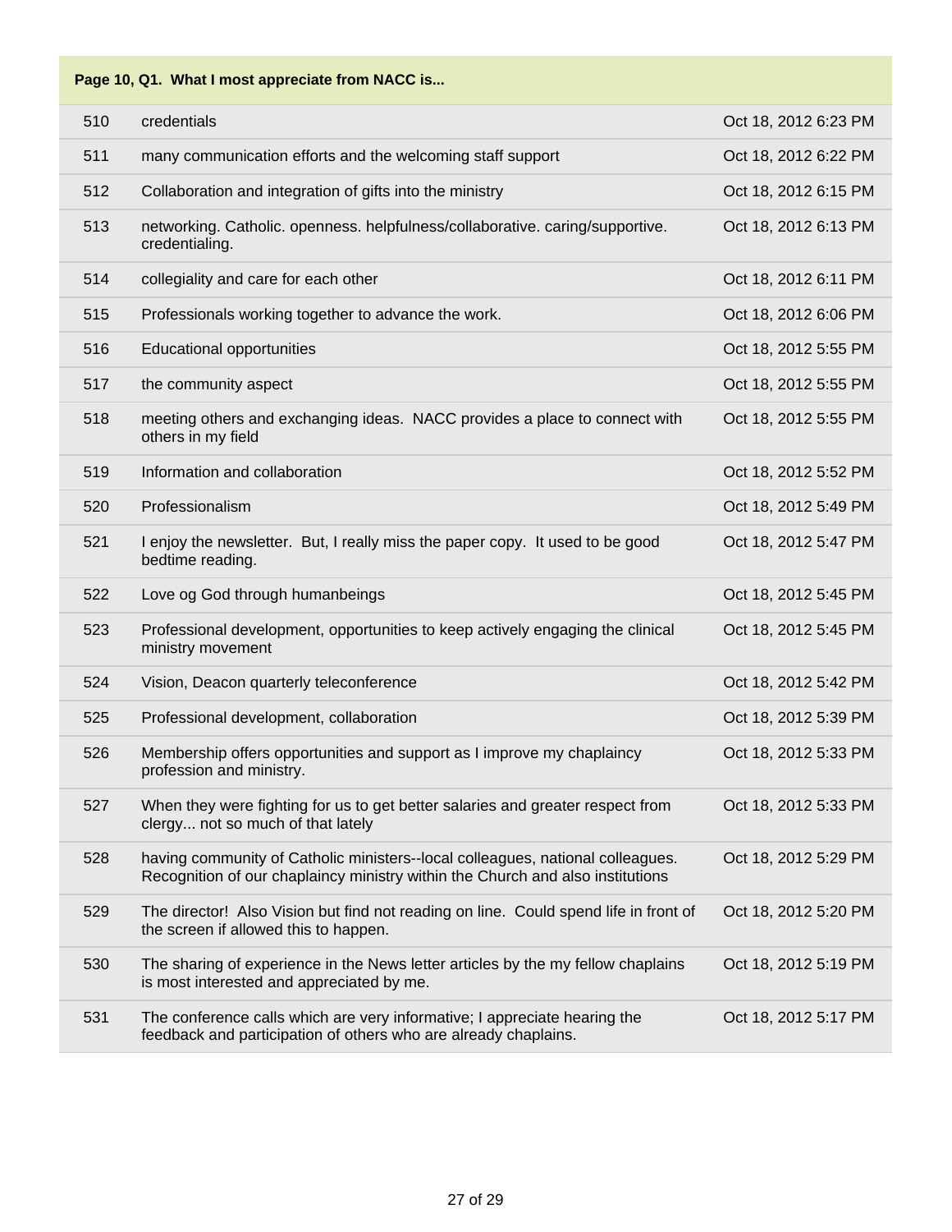| Page 10, Q1. What I most appreciate from NACC is... | | |
|---|---|---|
| 510 | credentials | Oct 18, 2012 6:23 PM |
| 511 | many communication efforts and the welcoming staff support | Oct 18, 2012 6:22 PM |
| 512 | Collaboration and integration of gifts into the ministry | Oct 18, 2012 6:15 PM |
| 513 | networking. Catholic. openness. helpfulness/collaborative. caring/supportive. credentialing. | Oct 18, 2012 6:13 PM |
| 514 | collegiality and care for each other | Oct 18, 2012 6:11 PM |
| 515 | Professionals working together to advance the work. | Oct 18, 2012 6:06 PM |
| 516 | Educational opportunities | Oct 18, 2012 5:55 PM |
| 517 | the community aspect | Oct 18, 2012 5:55 PM |
| 518 | meeting others and exchanging ideas. NACC provides a place to connect with others in my field | Oct 18, 2012 5:55 PM |
| 519 | Information and collaboration | Oct 18, 2012 5:52 PM |
| 520 | Professionalism | Oct 18, 2012 5:49 PM |
| 521 | I enjoy the newsletter. But, I really miss the paper copy. It used to be good bedtime reading. | Oct 18, 2012 5:47 PM |
| 522 | Love og God through humanbeings | Oct 18, 2012 5:45 PM |
| 523 | Professional development, opportunities to keep actively engaging the clinical ministry movement | Oct 18, 2012 5:45 PM |
| 524 | Vision, Deacon quarterly teleconference | Oct 18, 2012 5:42 PM |
| 525 | Professional development, collaboration | Oct 18, 2012 5:39 PM |
| 526 | Membership offers opportunities and support as I improve my chaplaincy profession and ministry. | Oct 18, 2012 5:33 PM |
| 527 | When they were fighting for us to get better salaries and greater respect from clergy... not so much of that lately | Oct 18, 2012 5:33 PM |
| 528 | having community of Catholic ministers--local colleagues, national colleagues. Recognition of our chaplaincy ministry within the Church and also institutions | Oct 18, 2012 5:29 PM |
| 529 | The director! Also Vision but find not reading on line. Could spend life in front of the screen if allowed this to happen. | Oct 18, 2012 5:20 PM |
| 530 | The sharing of experience in the News letter articles by the my fellow chaplains is most interested and appreciated by me. | Oct 18, 2012 5:19 PM |
| 531 | The conference calls which are very informative; I appreciate hearing the feedback and participation of others who are already chaplains. | Oct 18, 2012 5:17 PM |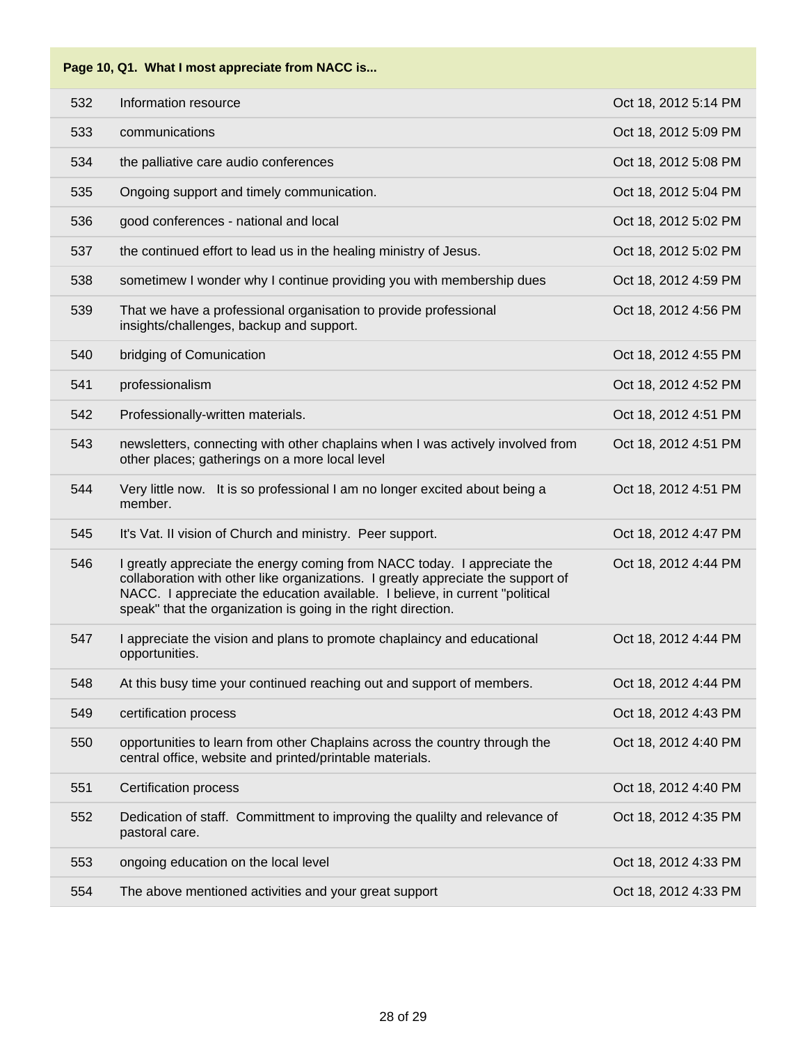| Page 10, Q1. What I most appreciate from NACC is... | | |
|---|---|---|
| 532 | Information resource | Oct 18, 2012 5:14 PM |
| 533 | communications | Oct 18, 2012 5:09 PM |
| 534 | the palliative care audio conferences | Oct 18, 2012 5:08 PM |
| 535 | Ongoing support and timely communication. | Oct 18, 2012 5:04 PM |
| 536 | good conferences - national and local | Oct 18, 2012 5:02 PM |
| 537 | the continued effort to lead us in the healing ministry of Jesus. | Oct 18, 2012 5:02 PM |
| 538 | sometimew I wonder why I continue providing you with membership dues | Oct 18, 2012 4:59 PM |
| 539 | That we have a professional organisation to provide professional insights/challenges, backup and support. | Oct 18, 2012 4:56 PM |
| 540 | bridging of Comunication | Oct 18, 2012 4:55 PM |
| 541 | professionalism | Oct 18, 2012 4:52 PM |
| 542 | Professionally-written materials. | Oct 18, 2012 4:51 PM |
| 543 | newsletters, connecting with other chaplains when I was actively involved from other places; gatherings on a more local level | Oct 18, 2012 4:51 PM |
| 544 | Very little now. It is so professional I am no longer excited about being a member. | Oct 18, 2012 4:51 PM |
| 545 | It's Vat. II vision of Church and ministry. Peer support. | Oct 18, 2012 4:47 PM |
| 546 | I greatly appreciate the energy coming from NACC today. I appreciate the collaboration with other like organizations. I greatly appreciate the support of NACC. I appreciate the education available. I believe, in current "political speak" that the organization is going in the right direction. | Oct 18, 2012 4:44 PM |
| 547 | I appreciate the vision and plans to promote chaplaincy and educational opportunities. | Oct 18, 2012 4:44 PM |
| 548 | At this busy time your continued reaching out and support of members. | Oct 18, 2012 4:44 PM |
| 549 | certification process | Oct 18, 2012 4:43 PM |
| 550 | opportunities to learn from other Chaplains across the country through the central office, website and printed/printable materials. | Oct 18, 2012 4:40 PM |
| 551 | Certification process | Oct 18, 2012 4:40 PM |
| 552 | Dedication of staff. Committment to improving the qualilty and relevance of pastoral care. | Oct 18, 2012 4:35 PM |
| 553 | ongoing education on the local level | Oct 18, 2012 4:33 PM |
| 554 | The above mentioned activities and your great support | Oct 18, 2012 4:33 PM |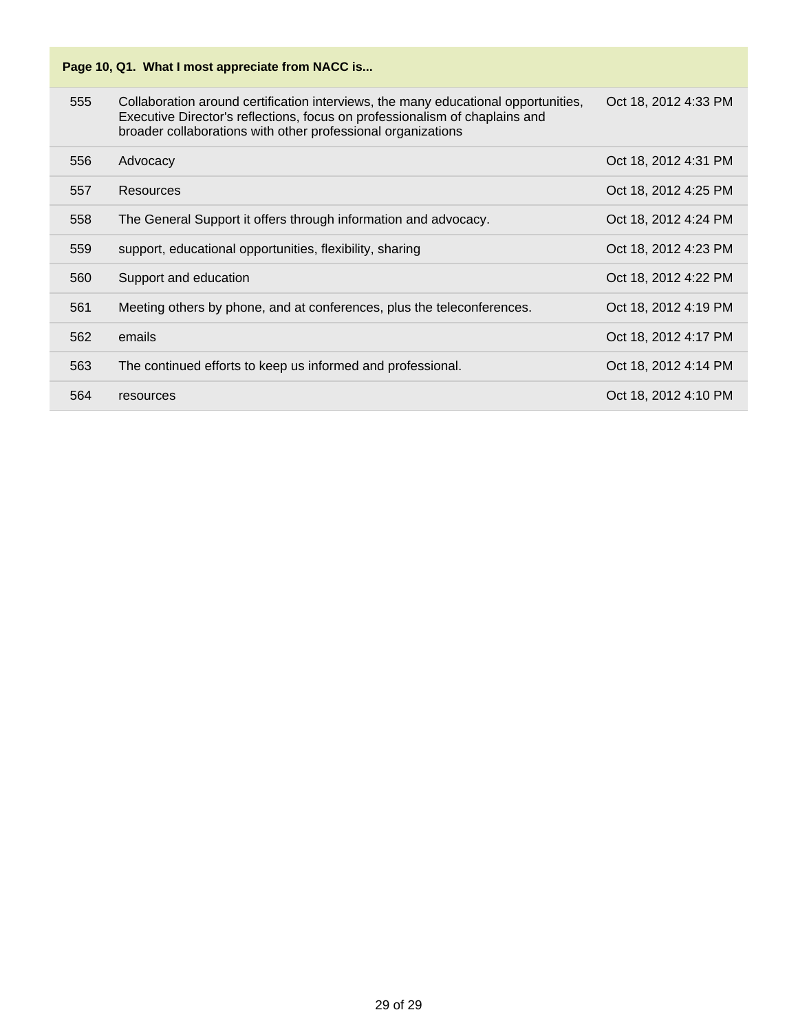| Page 10, Q1. What I most appreciate from NACC is... | | |
|---|---|---|
| 555 | Collaboration around certification interviews, the many educational opportunities, Executive Director's reflections, focus on professionalism of chaplains and broader collaborations with other professional organizations | Oct 18, 2012 4:33 PM |
| 556 | Advocacy | Oct 18, 2012 4:31 PM |
| 557 | Resources | Oct 18, 2012 4:25 PM |
| 558 | The General Support it offers through information and advocacy. | Oct 18, 2012 4:24 PM |
| 559 | support, educational opportunities, flexibility, sharing | Oct 18, 2012 4:23 PM |
| 560 | Support and education | Oct 18, 2012 4:22 PM |
| 561 | Meeting others by phone, and at conferences, plus the teleconferences. | Oct 18, 2012 4:19 PM |
| 562 | emails | Oct 18, 2012 4:17 PM |
| 563 | The continued efforts to keep us informed and professional. | Oct 18, 2012 4:14 PM |
| 564 | resources | Oct 18, 2012 4:10 PM |